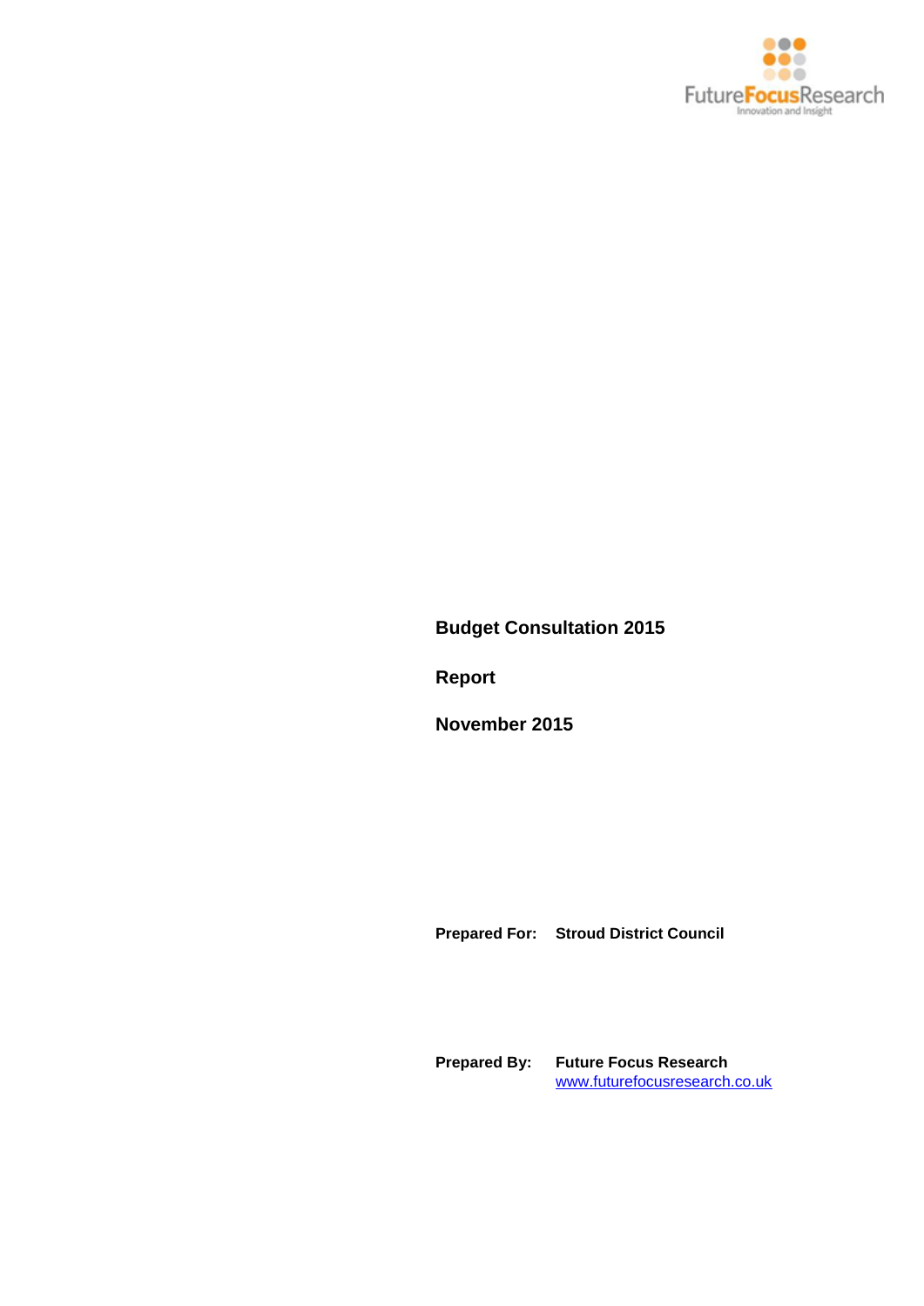FutureFocusResearch
Innovation and Insight

# Budget Consultation 2015

## Report

## November 2015

**Prepared For:** **Stroud District Council**

**Prepared By:** **Future Focus Research**
www.futurefocusresearch.co.uk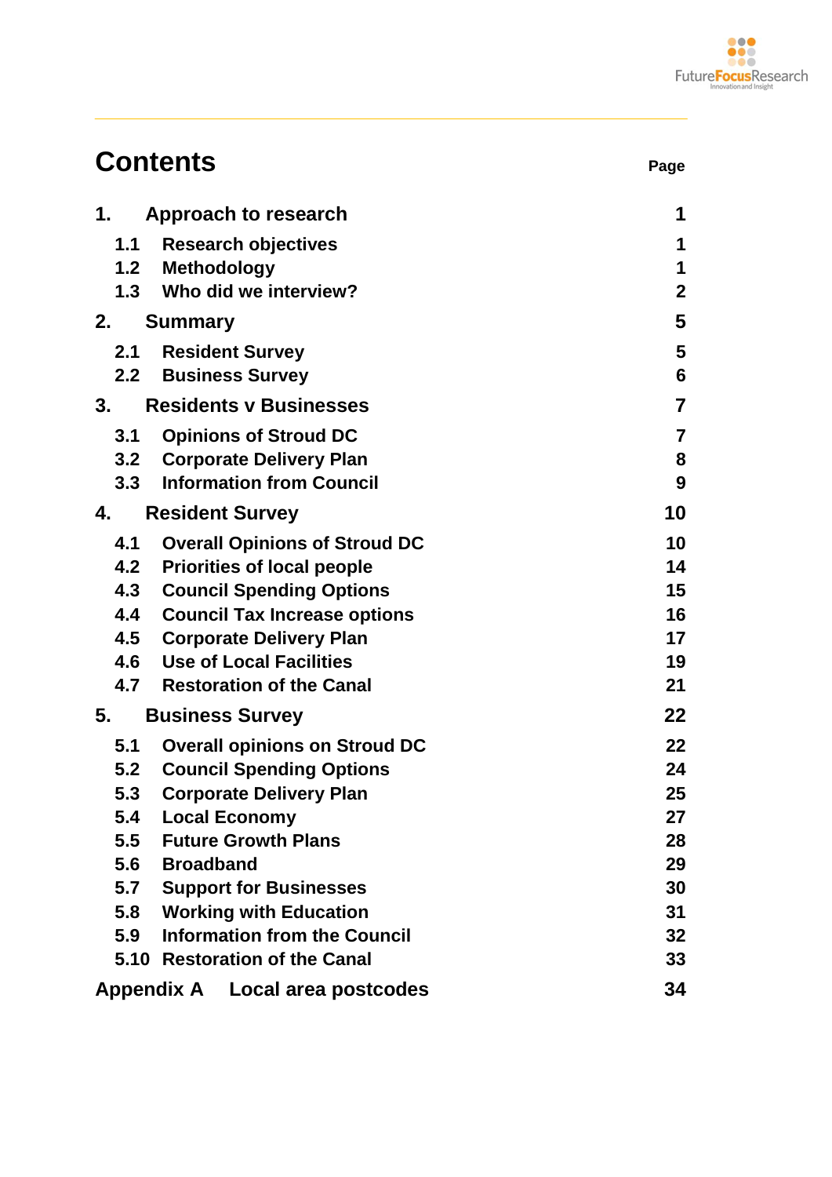# Contents

| | Page |
|---|---|
| **1. Approach to research** | **1** |
| 1.1 Research objectives | 1 |
| 1.2 Methodology | 1 |
| 1.3 Who did we interview? | 2 |
| **2. Summary** | **5** |
| 2.1 Resident Survey | 5 |
| 2.2 Business Survey | 6 |
| **3. Residents v Businesses** | **7** |
| 3.1 Opinions of Stroud DC | 7 |
| 3.2 Corporate Delivery Plan | 8 |
| 3.3 Information from Council | 9 |
| **4. Resident Survey** | **10** |
| 4.1 Overall Opinions of Stroud DC | 10 |
| 4.2 Priorities of local people | 14 |
| 4.3 Council Spending Options | 15 |
| 4.4 Council Tax Increase options | 16 |
| 4.5 Corporate Delivery Plan | 17 |
| 4.6 Use of Local Facilities | 19 |
| 4.7 Restoration of the Canal | 21 |
| **5. Business Survey** | **22** |
| 5.1 Overall opinions on Stroud DC | 22 |
| 5.2 Council Spending Options | 24 |
| 5.3 Corporate Delivery Plan | 25 |
| 5.4 Local Economy | 27 |
| 5.5 Future Growth Plans | 28 |
| 5.6 Broadband | 29 |
| 5.7 Support for Businesses | 30 |
| 5.8 Working with Education | 31 |
| 5.9 Information from the Council | 32 |
| 5.10 Restoration of the Canal | 33 |
| **Appendix A Local area postcodes** | **34** |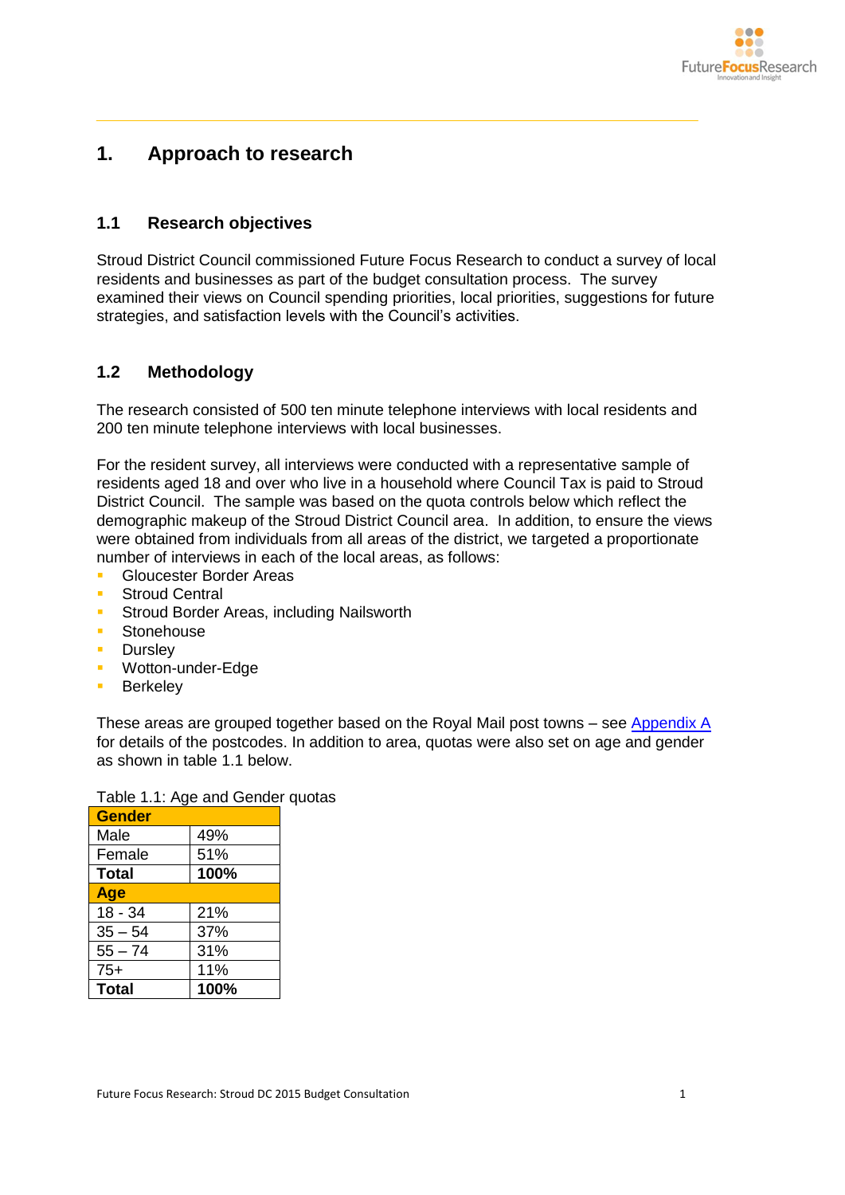# 1. Approach to research

## 1.1 Research objectives

Stroud District Council commissioned Future Focus Research to conduct a survey of local residents and businesses as part of the budget consultation process. The survey examined their views on Council spending priorities, local priorities, suggestions for future strategies, and satisfaction levels with the Council's activities.

## 1.2 Methodology

The research consisted of 500 ten minute telephone interviews with local residents and 200 ten minute telephone interviews with local businesses.

For the resident survey, all interviews were conducted with a representative sample of residents aged 18 and over who live in a household where Council Tax is paid to Stroud District Council. The sample was based on the quota controls below which reflect the demographic makeup of the Stroud District Council area. In addition, to ensure the views were obtained from individuals from all areas of the district, we targeted a proportionate number of interviews in each of the local areas, as follows:

- Gloucester Border Areas
- Stroud Central
- Stroud Border Areas, including Nailsworth
- Stonehouse
- Dursley
- Wotton-under-Edge
- Berkeley

These areas are grouped together based on the Royal Mail post towns – see Appendix A for details of the postcodes. In addition to area, quotas were also set on age and gender as shown in table 1.1 below.

Table 1.1: Age and Gender quotas

| **Gender** | |
|---|---|
| Male | 49% |
| Female | 51% |
| **Total** | **100%** |
| **Age** | |
| 18 - 34 | 21% |
| 35 – 54 | 37% |
| 55 – 74 | 31% |
| 75+ | 11% |
| **Total** | **100%** |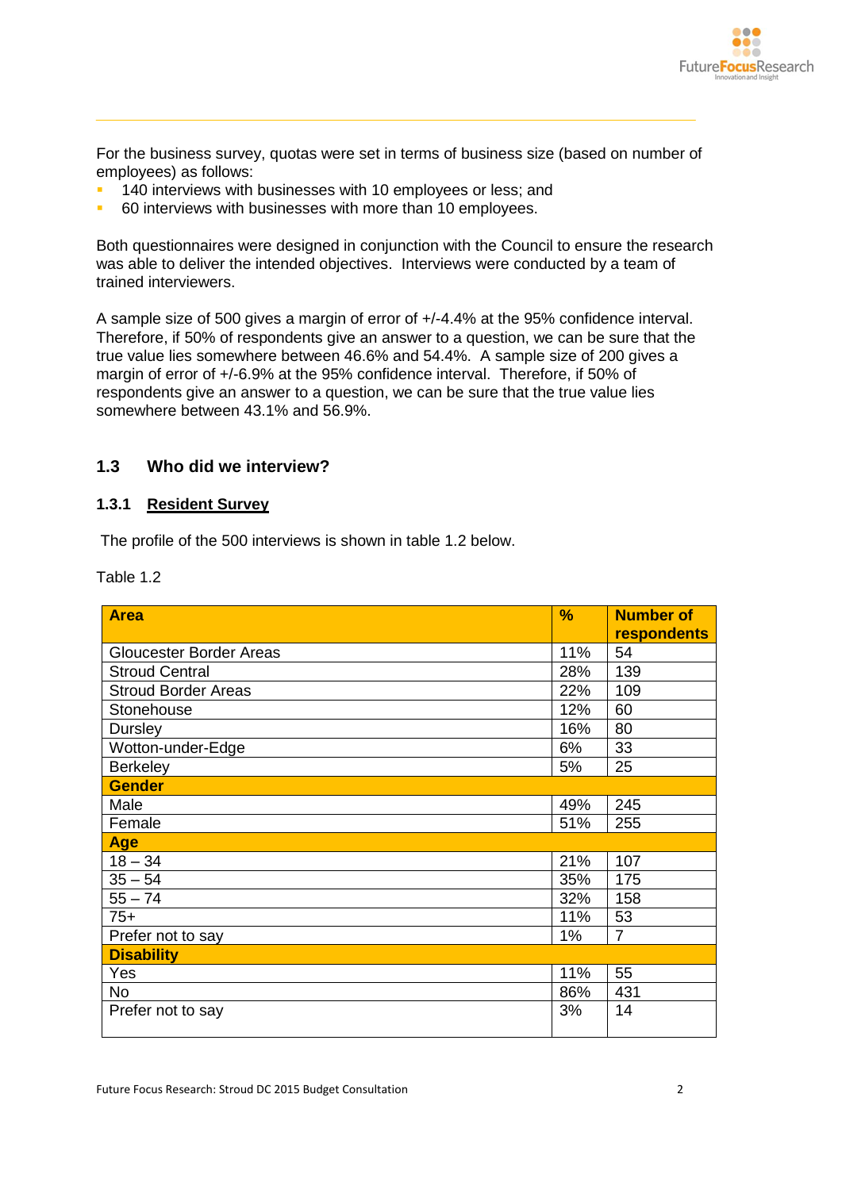For the business survey, quotas were set in terms of business size (based on number of employees) as follows:

- 140 interviews with businesses with 10 employees or less; and
- 60 interviews with businesses with more than 10 employees.

Both questionnaires were designed in conjunction with the Council to ensure the research was able to deliver the intended objectives. Interviews were conducted by a team of trained interviewers.

A sample size of 500 gives a margin of error of +/-4.4% at the 95% confidence interval. Therefore, if 50% of respondents give an answer to a question, we can be sure that the true value lies somewhere between 46.6% and 54.4%. A sample size of 200 gives a margin of error of +/-6.9% at the 95% confidence interval. Therefore, if 50% of respondents give an answer to a question, we can be sure that the true value lies somewhere between 43.1% and 56.9%.

## 1.3 Who did we interview?

### 1.3.1 Resident Survey

The profile of the 500 interviews is shown in table 1.2 below.

Table 1.2

| Area | % | Number of respondents |
|---|---|---|
| Gloucester Border Areas | 11% | 54 |
| Stroud Central | 28% | 139 |
| Stroud Border Areas | 22% | 109 |
| Stonehouse | 12% | 60 |
| Dursley | 16% | 80 |
| Wotton-under-Edge | 6% | 33 |
| Berkeley | 5% | 25 |
| **Gender** | | |
| Male | 49% | 245 |
| Female | 51% | 255 |
| **Age** | | |
| 18 – 34 | 21% | 107 |
| 35 – 54 | 35% | 175 |
| 55 – 74 | 32% | 158 |
| 75+ | 11% | 53 |
| Prefer not to say | 1% | 7 |
| **Disability** | | |
| Yes | 11% | 55 |
| No | 86% | 431 |
| Prefer not to say | 3% | 14 |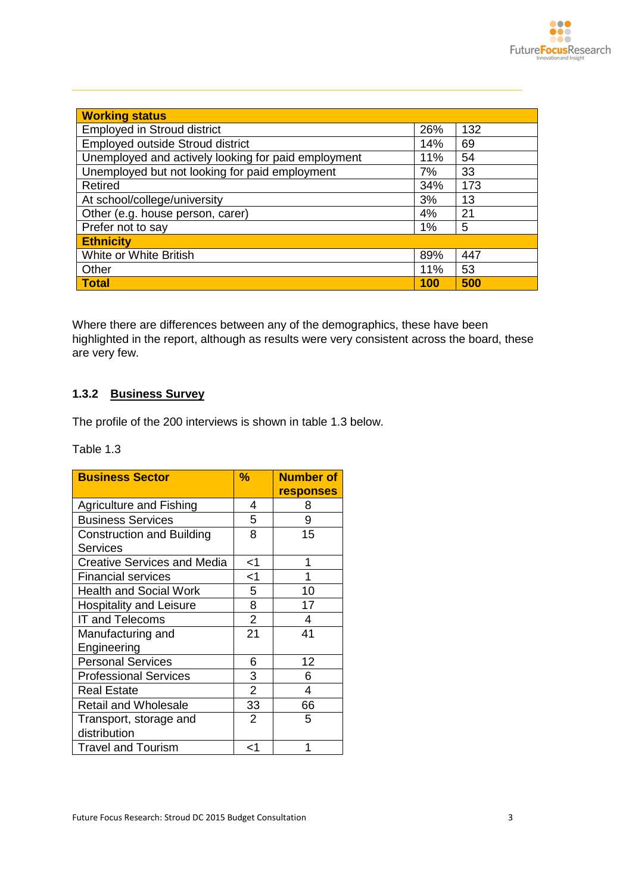| Working status | | |
|---|---|---|
| Employed in Stroud district | 26% | 132 |
| Employed outside Stroud district | 14% | 69 |
| Unemployed and actively looking for paid employment | 11% | 54 |
| Unemployed but not looking for paid employment | 7% | 33 |
| Retired | 34% | 173 |
| At school/college/university | 3% | 13 |
| Other (e.g. house person, carer) | 4% | 21 |
| Prefer not to say | 1% | 5 |
| **Ethnicity** | | |
| White or White British | 89% | 447 |
| Other | 11% | 53 |
| **Total** | **100** | **500** |

Where there are differences between any of the demographics, these have been highlighted in the report, although as results were very consistent across the board, these are very few.

### 1.3.2 Business Survey

The profile of the 200 interviews is shown in table 1.3 below.

Table 1.3

| Business Sector | % | Number of responses |
|---|---|---|
| Agriculture and Fishing | 4 | 8 |
| Business Services | 5 | 9 |
| Construction and Building Services | 8 | 15 |
| Creative Services and Media | <1 | 1 |
| Financial services | <1 | 1 |
| Health and Social Work | 5 | 10 |
| Hospitality and Leisure | 8 | 17 |
| IT and Telecoms | 2 | 4 |
| Manufacturing and Engineering | 21 | 41 |
| Personal Services | 6 | 12 |
| Professional Services | 3 | 6 |
| Real Estate | 2 | 4 |
| Retail and Wholesale | 33 | 66 |
| Transport, storage and distribution | 2 | 5 |
| Travel and Tourism | <1 | 1 |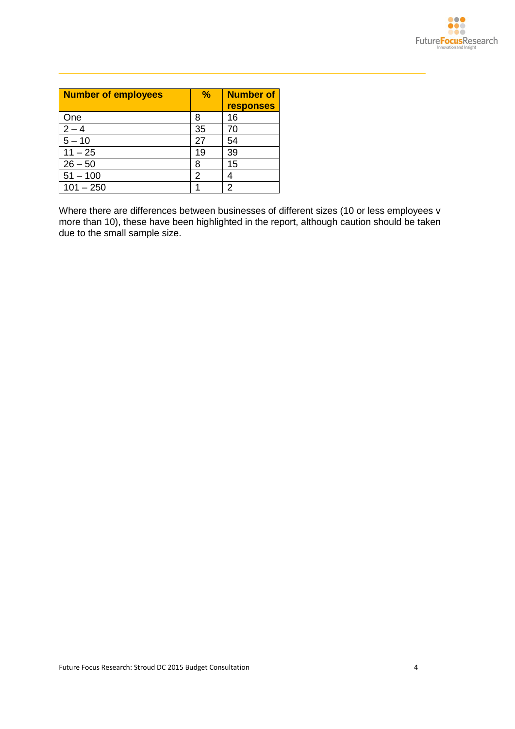| Number of employees | % | Number of responses |
|---|---|---|
| One | 8 | 16 |
| 2 – 4 | 35 | 70 |
| 5 – 10 | 27 | 54 |
| 11 – 25 | 19 | 39 |
| 26 – 50 | 8 | 15 |
| 51 – 100 | 2 | 4 |
| 101 – 250 | 1 | 2 |

Where there are differences between businesses of different sizes (10 or less employees v more than 10), these have been highlighted in the report, although caution should be taken due to the small sample size.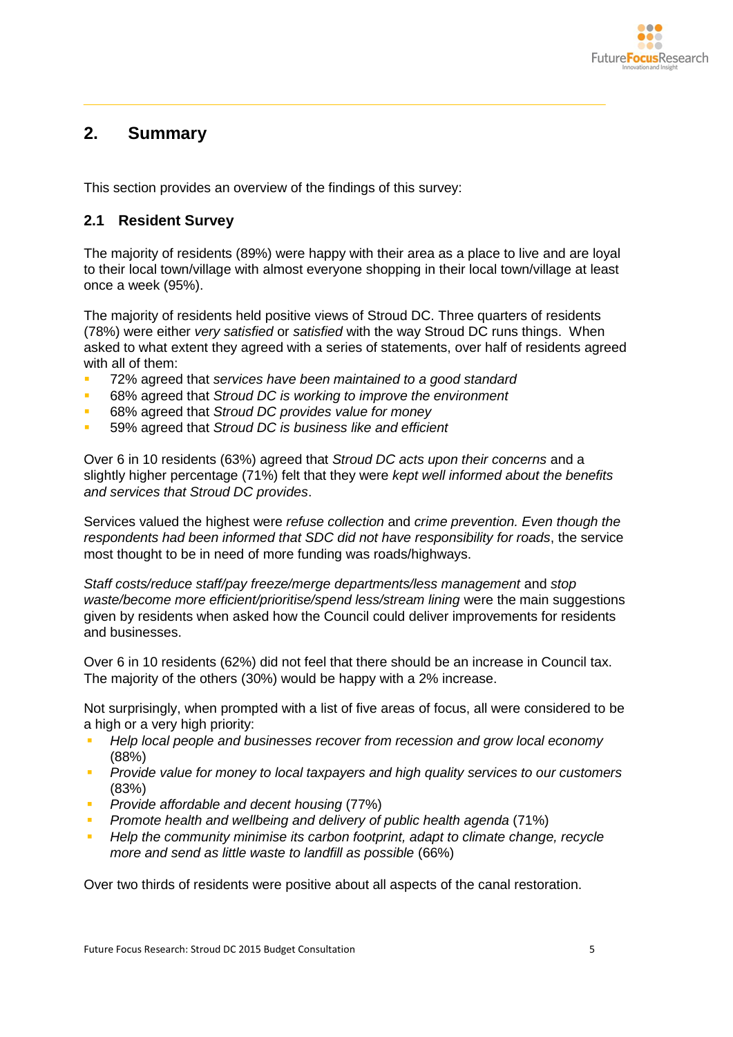## 2. Summary

This section provides an overview of the findings of this survey:

### 2.1 Resident Survey

The majority of residents (89%) were happy with their area as a place to live and are loyal to their local town/village with almost everyone shopping in their local town/village at least once a week (95%).

The majority of residents held positive views of Stroud DC. Three quarters of residents (78%) were either *very satisfied* or *satisfied* with the way Stroud DC runs things. When asked to what extent they agreed with a series of statements, over half of residents agreed with all of them:

- 72% agreed that *services have been maintained to a good standard*
- 68% agreed that *Stroud DC is working to improve the environment*
- 68% agreed that *Stroud DC provides value for money*
- 59% agreed that *Stroud DC is business like and efficient*

Over 6 in 10 residents (63%) agreed that *Stroud DC acts upon their concerns* and a slightly higher percentage (71%) felt that they were *kept well informed about the benefits and services that Stroud DC provides*.

Services valued the highest were *refuse collection* and *crime prevention. Even though the respondents had been informed that SDC did not have responsibility for roads*, the service most thought to be in need of more funding was roads/highways.

*Staff costs/reduce staff/pay freeze/merge departments/less management* and *stop waste/become more efficient/prioritise/spend less/stream lining* were the main suggestions given by residents when asked how the Council could deliver improvements for residents and businesses.

Over 6 in 10 residents (62%) did not feel that there should be an increase in Council tax. The majority of the others (30%) would be happy with a 2% increase.

Not surprisingly, when prompted with a list of five areas of focus, all were considered to be a high or a very high priority:

- *Help local people and businesses recover from recession and grow local economy* (88%)
- *Provide value for money to local taxpayers and high quality services to our customers* (83%)
- *Provide affordable and decent housing* (77%)
- *Promote health and wellbeing and delivery of public health agenda* (71%)
- *Help the community minimise its carbon footprint, adapt to climate change, recycle more and send as little waste to landfill as possible* (66%)

Over two thirds of residents were positive about all aspects of the canal restoration.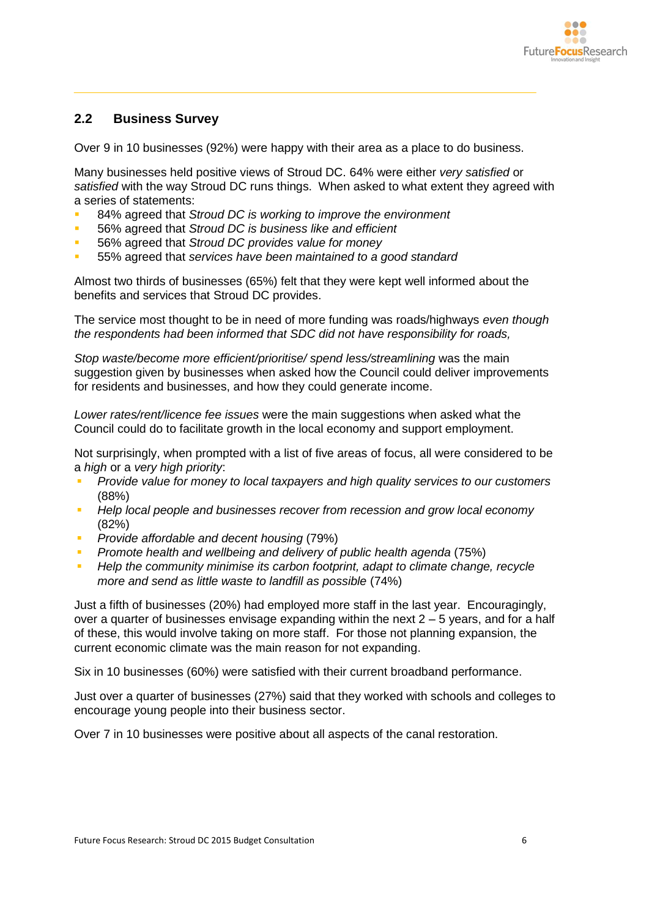## 2.2 Business Survey

Over 9 in 10 businesses (92%) were happy with their area as a place to do business.

Many businesses held positive views of Stroud DC. 64% were either *very satisfied* or *satisfied* with the way Stroud DC runs things. When asked to what extent they agreed with a series of statements:

- 84% agreed that *Stroud DC is working to improve the environment*
- 56% agreed that *Stroud DC is business like and efficient*
- 56% agreed that *Stroud DC provides value for money*
- 55% agreed that *services have been maintained to a good standard*

Almost two thirds of businesses (65%) felt that they were kept well informed about the benefits and services that Stroud DC provides.

The service most thought to be in need of more funding was roads/highways *even though the respondents had been informed that SDC did not have responsibility for roads,*

*Stop waste/become more efficient/prioritise/ spend less/streamlining* was the main suggestion given by businesses when asked how the Council could deliver improvements for residents and businesses, and how they could generate income.

*Lower rates/rent/licence fee issues* were the main suggestions when asked what the Council could do to facilitate growth in the local economy and support employment.

Not surprisingly, when prompted with a list of five areas of focus, all were considered to be a *high* or a *very high priority*:

- *Provide value for money to local taxpayers and high quality services to our customers* (88%)
- *Help local people and businesses recover from recession and grow local economy* (82%)
- *Provide affordable and decent housing* (79%)
- *Promote health and wellbeing and delivery of public health agenda* (75%)
- *Help the community minimise its carbon footprint, adapt to climate change, recycle more and send as little waste to landfill as possible* (74%)

Just a fifth of businesses (20%) had employed more staff in the last year. Encouragingly, over a quarter of businesses envisage expanding within the next 2 – 5 years, and for a half of these, this would involve taking on more staff. For those not planning expansion, the current economic climate was the main reason for not expanding.

Six in 10 businesses (60%) were satisfied with their current broadband performance.

Just over a quarter of businesses (27%) said that they worked with schools and colleges to encourage young people into their business sector.

Over 7 in 10 businesses were positive about all aspects of the canal restoration.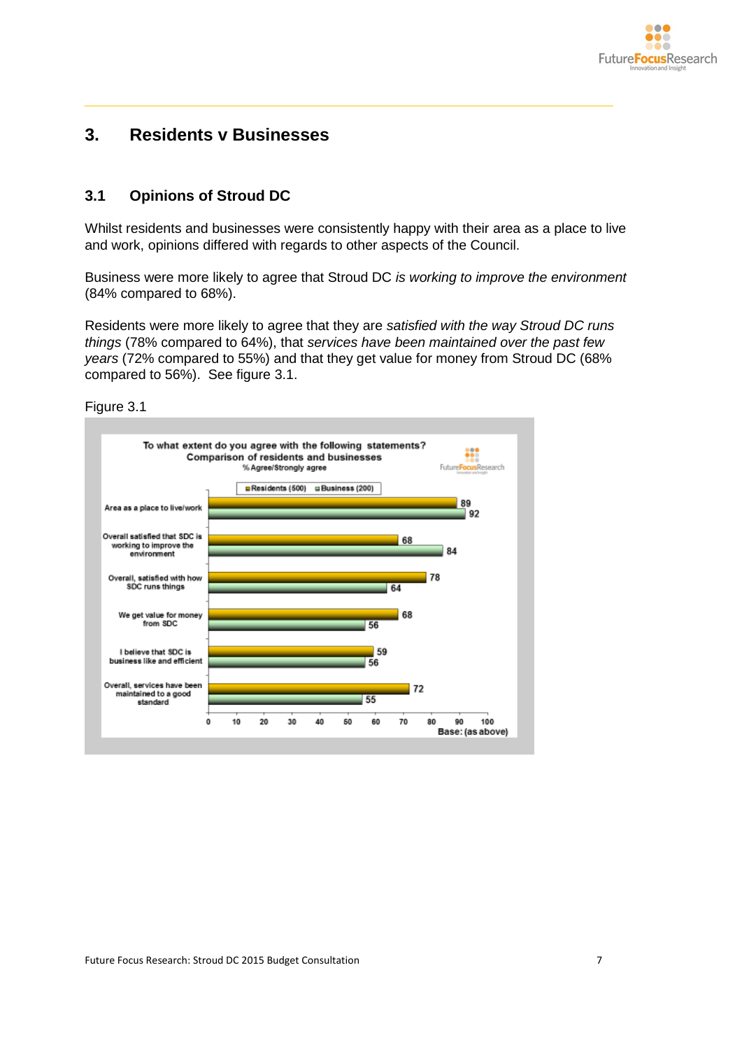# 3. Residents v Businesses

## 3.1 Opinions of Stroud DC

Whilst residents and businesses were consistently happy with their area as a place to live and work, opinions differed with regards to other aspects of the Council.

Business were more likely to agree that Stroud DC *is working to improve the environment* (84% compared to 68%).

Residents were more likely to agree that they are *satisfied with the way Stroud DC runs things* (78% compared to 64%), that *services have been maintained over the past few years* (72% compared to 55%) and that they get value for money from Stroud DC (68% compared to 56%). See figure 3.1.

Figure 3.1

To what extent do you agree with the following statements?
Comparison of residents and businesses
% Agree/Strongly agree

| Statement | Residents (500) | Business (200) |
|---|---|---|
| Area as a place to live/work | 89 | 92 |
| Overall satisfied that SDC is working to improve the environment | 68 | 84 |
| Overall, satisfied with how SDC runs things | 78 | 64 |
| We get value for money from SDC | 68 | 56 |
| I believe that SDC is business like and efficient | 59 | 56 |
| Overall, services have been maintained to a good standard | 72 | 55 |

Base: (as above)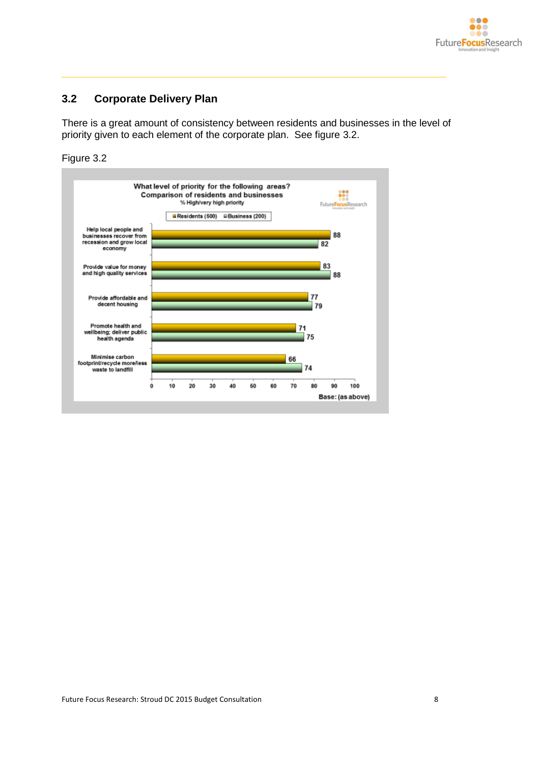## 3.2 Corporate Delivery Plan

There is a great amount of consistency between residents and businesses in the level of priority given to each element of the corporate plan. See figure 3.2.

Figure 3.2

**What level of priority for the following areas? Comparison of residents and businesses**
% High/very high priority

| Area | Residents (500) | Business (200) |
|---|---|---|
| Help local people and businesses recover from recession and grow local economy | 88 | 82 |
| Provide value for money and high quality services | 83 | 88 |
| Provide affordable and decent housing | 77 | 79 |
| Promote health and wellbeing; deliver public health agenda | 71 | 75 |
| Minimise carbon footprint/recycle more/less waste to landfill | 66 | 74 |

Base: (as above)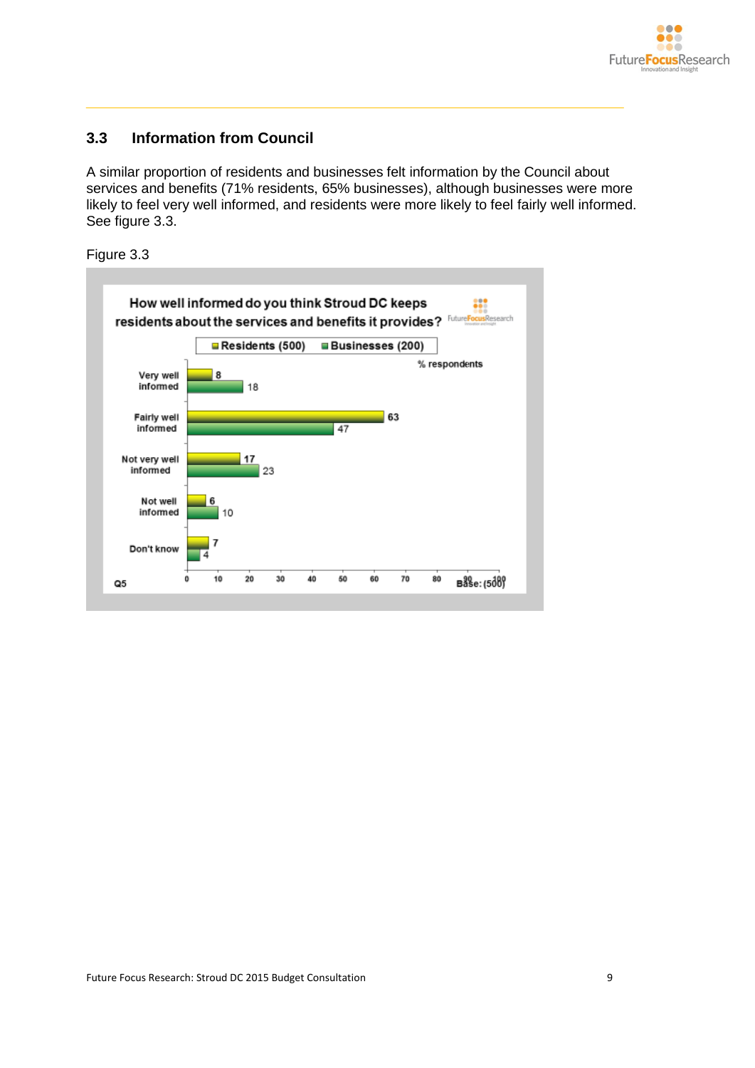## 3.3 Information from Council

A similar proportion of residents and businesses felt information by the Council about services and benefits (71% residents, 65% businesses), although businesses were more likely to feel very well informed, and residents were more likely to feel fairly well informed. See figure 3.3.

Figure 3.3

**How well informed do you think Stroud DC keeps residents about the services and benefits it provides?**

Q5 — % respondents — Base: (500)

| | Residents (500) | Businesses (200) |
|---|---|---|
| Very well informed | 8 | 18 |
| Fairly well informed | 63 | 47 |
| Not very well informed | 17 | 23 |
| Not well informed | 6 | 10 |
| Don't know | 7 | 4 |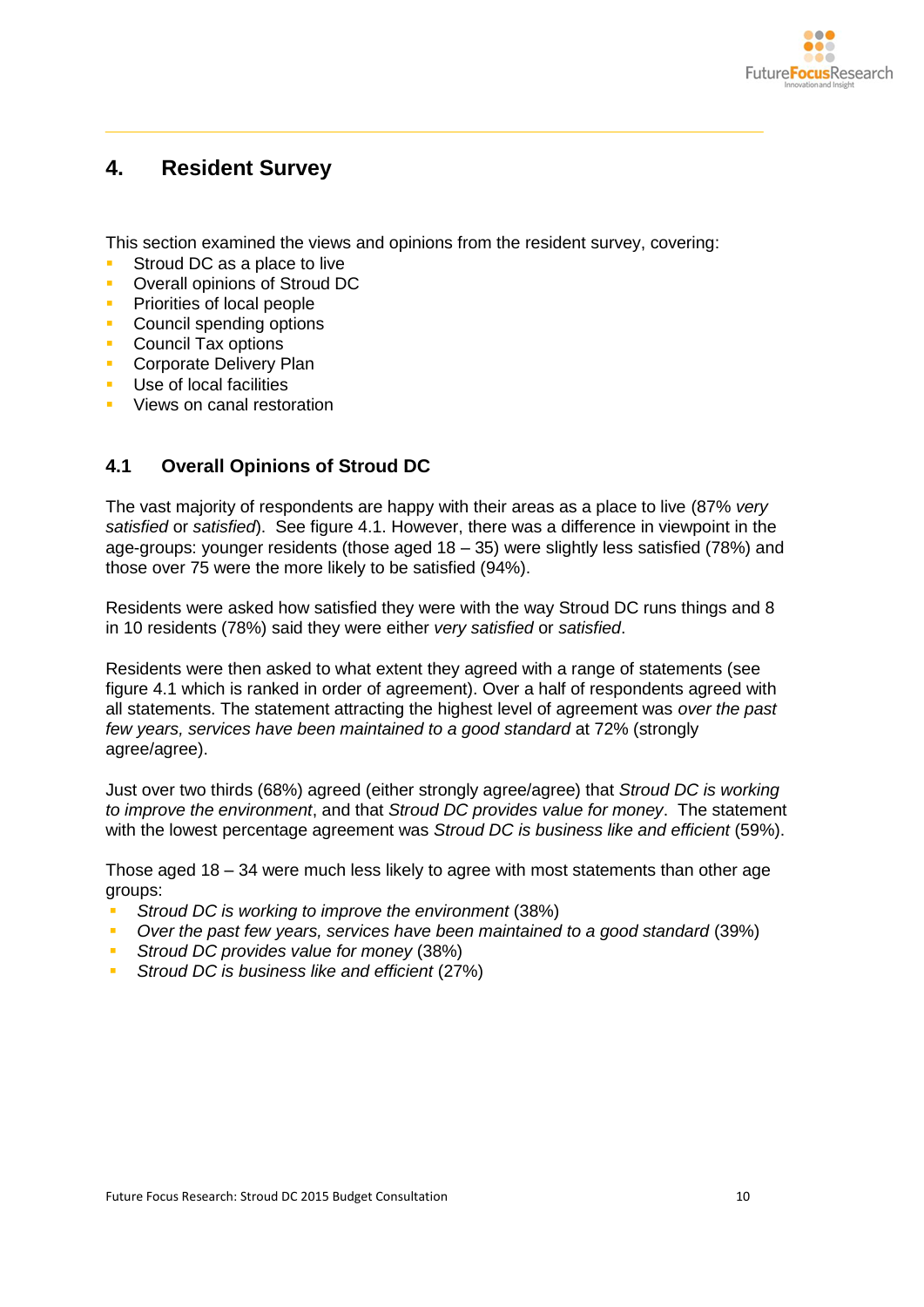## 4. Resident Survey

This section examined the views and opinions from the resident survey, covering:

- Stroud DC as a place to live
- Overall opinions of Stroud DC
- Priorities of local people
- Council spending options
- Council Tax options
- Corporate Delivery Plan
- Use of local facilities
- Views on canal restoration

### 4.1 Overall Opinions of Stroud DC

The vast majority of respondents are happy with their areas as a place to live (87% *very satisfied* or *satisfied*). See figure 4.1. However, there was a difference in viewpoint in the age-groups: younger residents (those aged 18 – 35) were slightly less satisfied (78%) and those over 75 were the more likely to be satisfied (94%).

Residents were asked how satisfied they were with the way Stroud DC runs things and 8 in 10 residents (78%) said they were either *very satisfied* or *satisfied*.

Residents were then asked to what extent they agreed with a range of statements (see figure 4.1 which is ranked in order of agreement). Over a half of respondents agreed with all statements. The statement attracting the highest level of agreement was *over the past few years, services have been maintained to a good standard* at 72% (strongly agree/agree).

Just over two thirds (68%) agreed (either strongly agree/agree) that *Stroud DC is working to improve the environment*, and that *Stroud DC provides value for money*. The statement with the lowest percentage agreement was *Stroud DC is business like and efficient* (59%).

Those aged 18 – 34 were much less likely to agree with most statements than other age groups:

- *Stroud DC is working to improve the environment* (38%)
- *Over the past few years, services have been maintained to a good standard* (39%)
- *Stroud DC provides value for money* (38%)
- *Stroud DC is business like and efficient* (27%)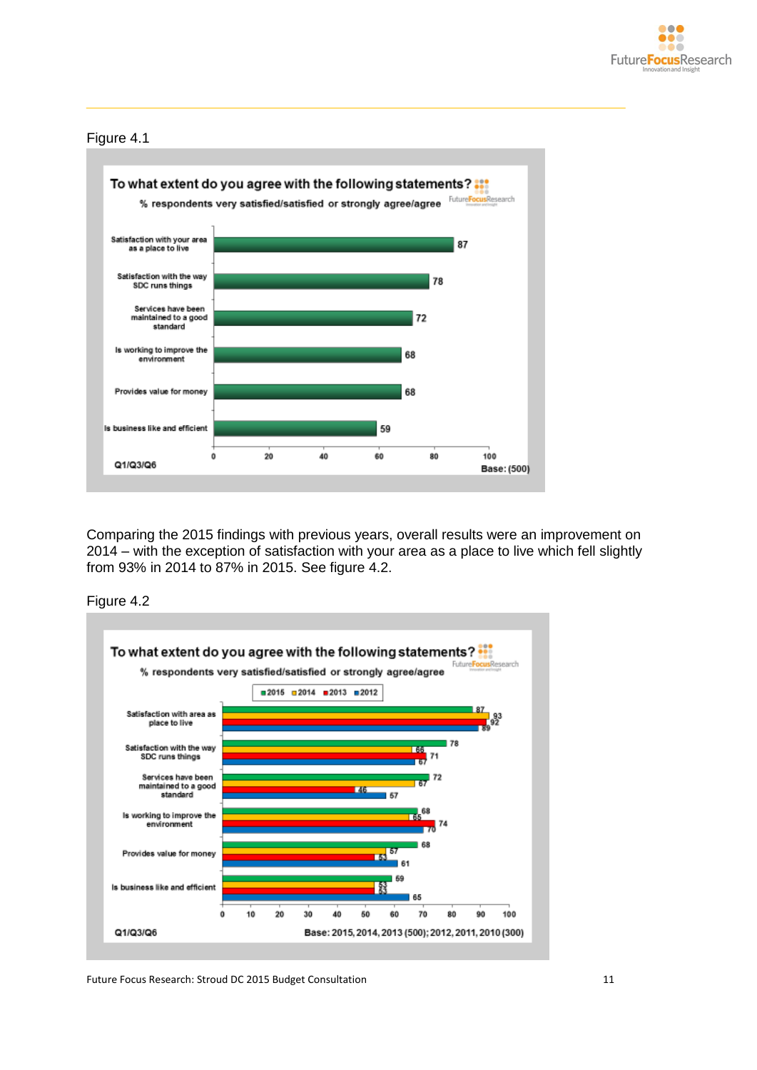Figure 4.1

**To what extent do you agree with the following statements?**

% respondents very satisfied/satisfied or strongly agree/agree

| Statement | % |
|---|---|
| Satisfaction with your area as a place to live | 87 |
| Satisfaction with the way SDC runs things | 78 |
| Services have been maintained to a good standard | 72 |
| Is working to improve the environment | 68 |
| Provides value for money | 68 |
| Is business like and efficient | 59 |

Q1/Q3/Q6 Base: (500)

Comparing the 2015 findings with previous years, overall results were an improvement on 2014 – with the exception of satisfaction with your area as a place to live which fell slightly from 93% in 2014 to 87% in 2015. See figure 4.2.

Figure 4.2

**To what extent do you agree with the following statements?**

% respondents very satisfied/satisfied or strongly agree/agree

| Statement | 2015 | 2014 | 2013 | 2012 |
|---|---|---|---|---|
| Satisfaction with area as place to live | 87 | 93 | 92 | 89 |
| Satisfaction with the way SDC runs things | 78 | 66 | 71 | 67 |
| Services have been maintained to a good standard | 72 | 67 | 46 | 57 |
| Is working to improve the environment | 68 | 65 | 74 | 70 |
| Provides value for money | 68 | 57 | 53 | 61 |
| Is business like and efficient | 59 | 53 | 53 | 65 |

Q1/Q3/Q6 Base: 2015, 2014, 2013 (500); 2012, 2011, 2010 (300)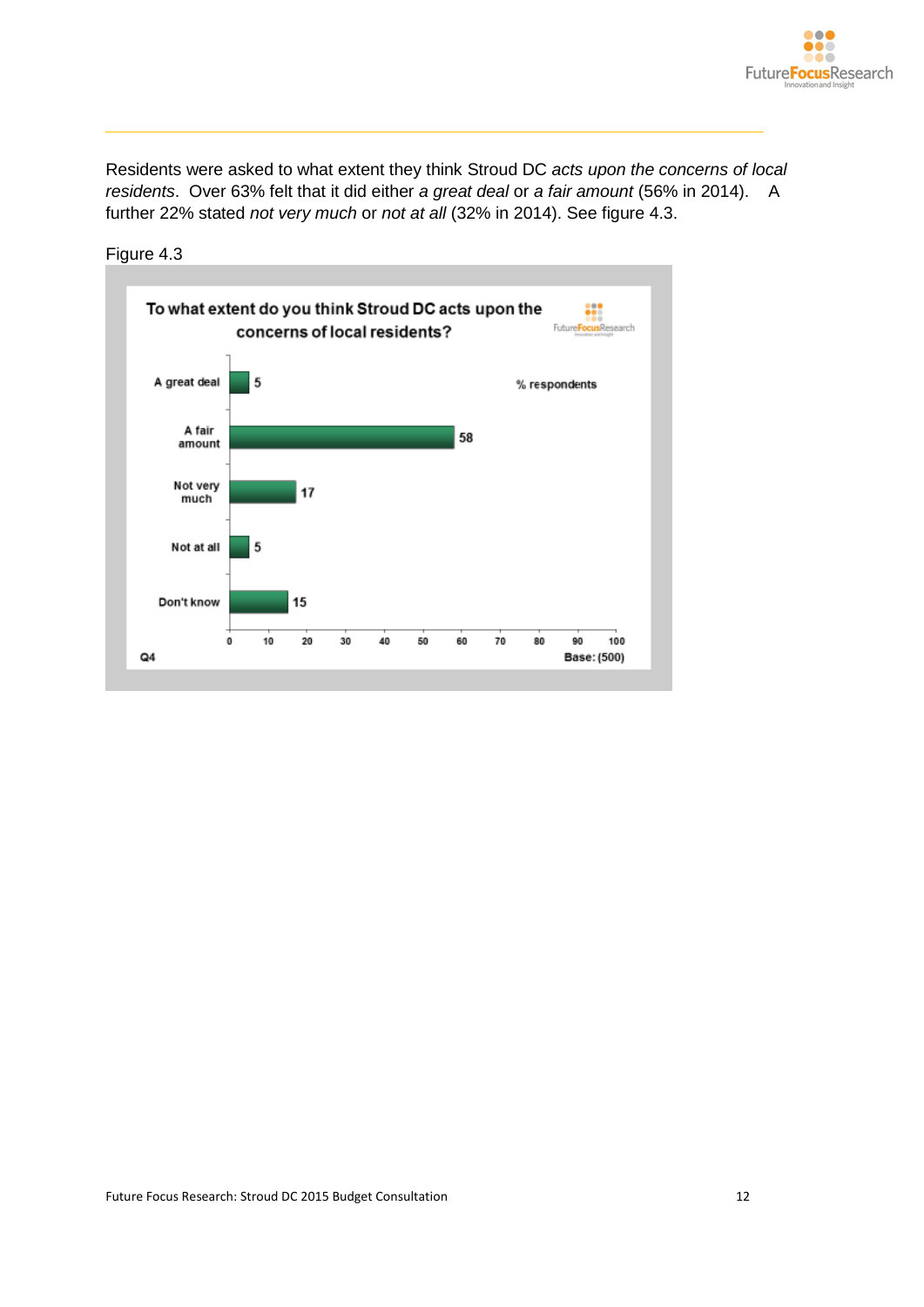Residents were asked to what extent they think Stroud DC *acts upon the concerns of local residents*. Over 63% felt that it did either *a great deal* or *a fair amount* (56% in 2014). A further 22% stated *not very much* or *not at all* (32% in 2014). See figure 4.3.

Figure 4.3

**To what extent do you think Stroud DC acts upon the concerns of local residents?**

% respondents

| Response | % |
|---|---|
| A great deal | 5 |
| A fair amount | 58 |
| Not very much | 17 |
| Not at all | 5 |
| Don't know | 15 |

Q4 — Base: (500)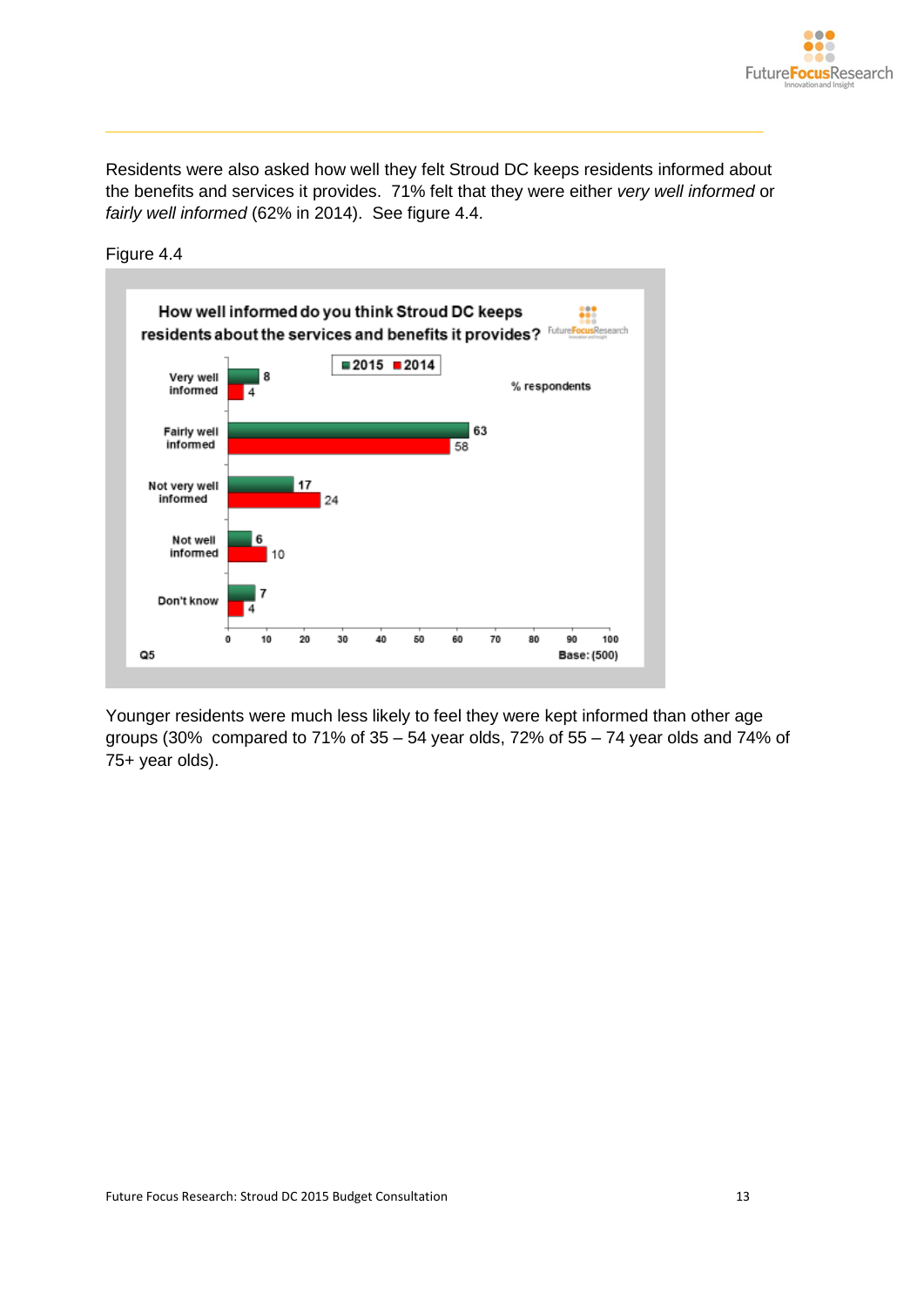Residents were also asked how well they felt Stroud DC keeps residents informed about the benefits and services it provides. 71% felt that they were either *very well informed* or *fairly well informed* (62% in 2014). See figure 4.4.

Figure 4.4

**How well informed do you think Stroud DC keeps residents about the services and benefits it provides?**

% respondents

| | 2015 | 2014 |
|---|---|---|
| Very well informed | 8 | 4 |
| Fairly well informed | 63 | 58 |
| Not very well informed | 17 | 24 |
| Not well informed | 6 | 10 |
| Don't know | 7 | 4 |

Q5 — Base: (500)

Younger residents were much less likely to feel they were kept informed than other age groups (30% compared to 71% of 35 – 54 year olds, 72% of 55 – 74 year olds and 74% of 75+ year olds).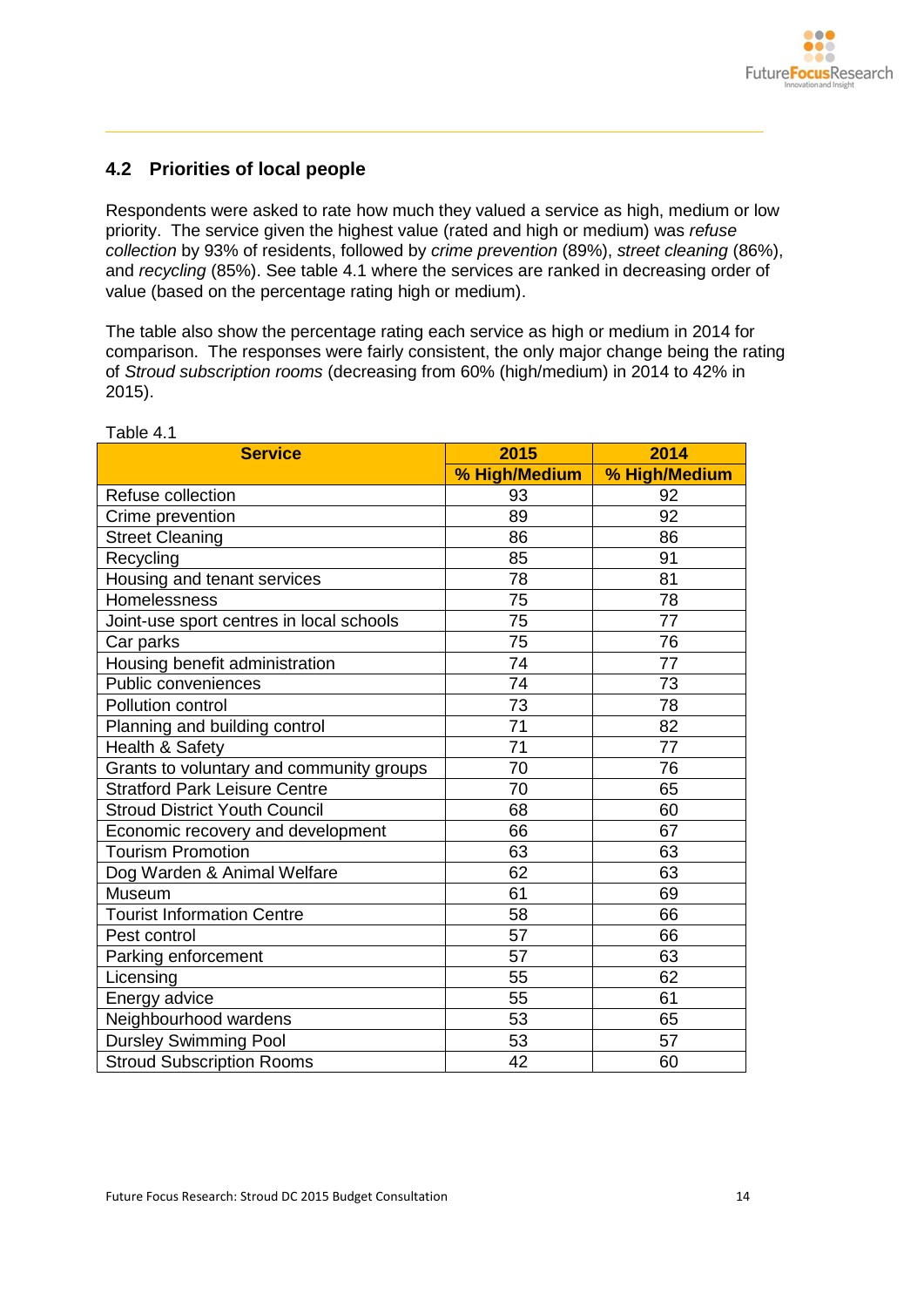## 4.2 Priorities of local people

Respondents were asked to rate how much they valued a service as high, medium or low priority. The service given the highest value (rated and high or medium) was *refuse collection* by 93% of residents, followed by *crime prevention* (89%), *street cleaning* (86%), and *recycling* (85%). See table 4.1 where the services are ranked in decreasing order of value (based on the percentage rating high or medium).

The table also show the percentage rating each service as high or medium in 2014 for comparison. The responses were fairly consistent, the only major change being the rating of *Stroud subscription rooms* (decreasing from 60% (high/medium) in 2014 to 42% in 2015).

Table 4.1

| Service | 2015 | 2014 |
|---|---|---|
| | % High/Medium | % High/Medium |
| Refuse collection | 93 | 92 |
| Crime prevention | 89 | 92 |
| Street Cleaning | 86 | 86 |
| Recycling | 85 | 91 |
| Housing and tenant services | 78 | 81 |
| Homelessness | 75 | 78 |
| Joint-use sport centres in local schools | 75 | 77 |
| Car parks | 75 | 76 |
| Housing benefit administration | 74 | 77 |
| Public conveniences | 74 | 73 |
| Pollution control | 73 | 78 |
| Planning and building control | 71 | 82 |
| Health & Safety | 71 | 77 |
| Grants to voluntary and community groups | 70 | 76 |
| Stratford Park Leisure Centre | 70 | 65 |
| Stroud District Youth Council | 68 | 60 |
| Economic recovery and development | 66 | 67 |
| Tourism Promotion | 63 | 63 |
| Dog Warden & Animal Welfare | 62 | 63 |
| Museum | 61 | 69 |
| Tourist Information Centre | 58 | 66 |
| Pest control | 57 | 66 |
| Parking enforcement | 57 | 63 |
| Licensing | 55 | 62 |
| Energy advice | 55 | 61 |
| Neighbourhood wardens | 53 | 65 |
| Dursley Swimming Pool | 53 | 57 |
| Stroud Subscription Rooms | 42 | 60 |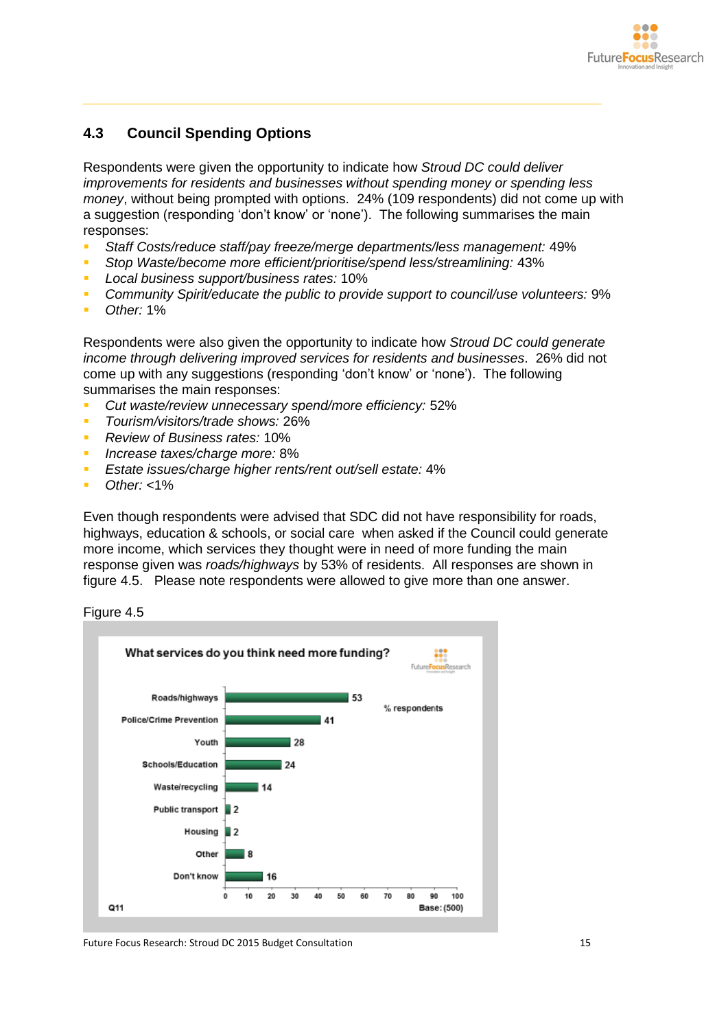## 4.3 Council Spending Options

Respondents were given the opportunity to indicate how *Stroud DC could deliver improvements for residents and businesses without spending money or spending less money*, without being prompted with options. 24% (109 respondents) did not come up with a suggestion (responding 'don't know' or 'none'). The following summarises the main responses:

- *Staff Costs/reduce staff/pay freeze/merge departments/less management:* 49%
- *Stop Waste/become more efficient/prioritise/spend less/streamlining:* 43%
- *Local business support/business rates:* 10%
- *Community Spirit/educate the public to provide support to council/use volunteers:* 9%
- *Other:* 1%

Respondents were also given the opportunity to indicate how *Stroud DC could generate income through delivering improved services for residents and businesses*. 26% did not come up with any suggestions (responding 'don't know' or 'none'). The following summarises the main responses:

- *Cut waste/review unnecessary spend/more efficiency:* 52%
- *Tourism/visitors/trade shows:* 26%
- *Review of Business rates:* 10%
- *Increase taxes/charge more:* 8%
- *Estate issues/charge higher rents/rent out/sell estate:* 4%
- *Other:* <1%

Even though respondents were advised that SDC did not have responsibility for roads, highways, education & schools, or social care when asked if the Council could generate more income, which services they thought were in need of more funding the main response given was *roads/highways* by 53% of residents. All responses are shown in figure 4.5. Please note respondents were allowed to give more than one answer.

Figure 4.5

**What services do you think need more funding?**

| Service | % respondents |
|---|---|
| Roads/highways | 53 |
| Police/Crime Prevention | 41 |
| Youth | 28 |
| Schools/Education | 24 |
| Waste/recycling | 14 |
| Public transport | 2 |
| Housing | 2 |
| Other | 8 |
| Don't know | 16 |

Q11 Base: (500)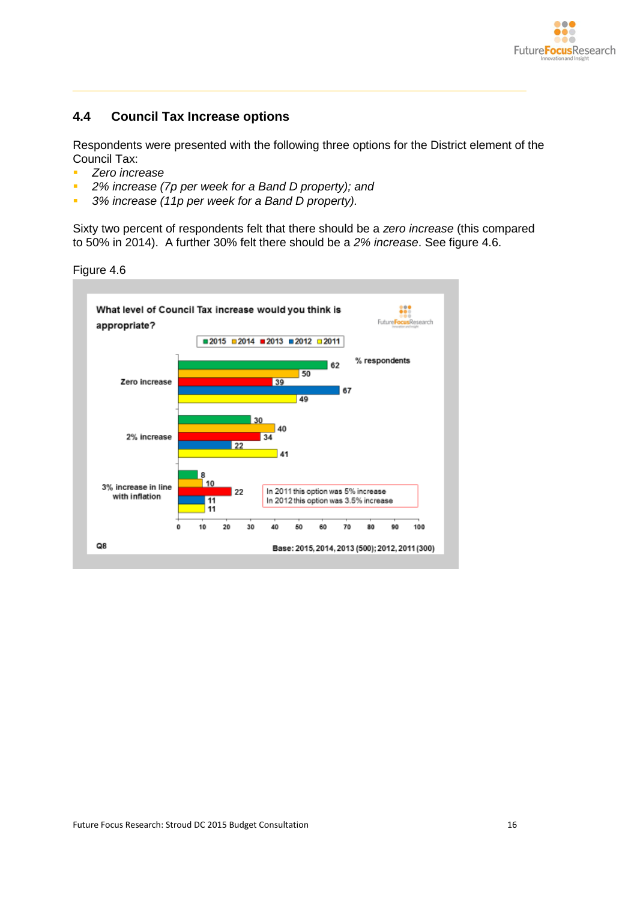## 4.4 Council Tax Increase options

Respondents were presented with the following three options for the District element of the Council Tax:

- *Zero increase*
- *2% increase (7p per week for a Band D property); and*
- *3% increase (11p per week for a Band D property).*

Sixty two percent of respondents felt that there should be a *zero increase* (this compared to 50% in 2014). A further 30% felt there should be a *2% increase*. See figure 4.6.

Figure 4.6

**What level of Council Tax increase would you think is appropriate?**

% respondents

| | 2015 | 2014 | 2013 | 2012 | 2011 |
|---|---|---|---|---|---|
| Zero increase | 62 | 50 | 39 | 67 | 49 |
| 2% increase | 30 | 40 | 34 | 22 | 41 |
| 3% increase in line with inflation | 8 | 10 | 22 | 11 | 11 |

In 2011 this option was 5% increase
In 2012 this option was 3.5% increase

Q8

Base: 2015, 2014, 2013 (500); 2012, 2011 (300)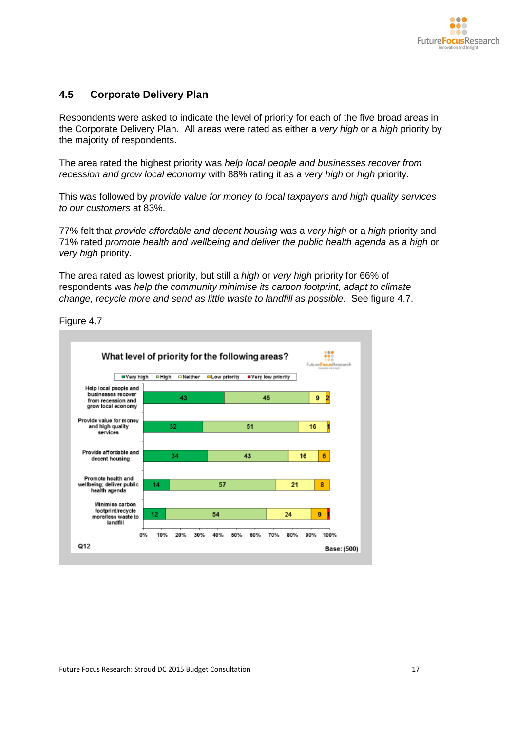## 4.5 Corporate Delivery Plan

Respondents were asked to indicate the level of priority for each of the five broad areas in the Corporate Delivery Plan. All areas were rated as either a *very high* or a *high* priority by the majority of respondents.

The area rated the highest priority was *help local people and businesses recover from recession and grow local economy* with 88% rating it as a *very high* or *high* priority.

This was followed by *provide value for money to local taxpayers and high quality services to our customers* at 83%.

77% felt that *provide affordable and decent housing* was a *very high* or a *high* priority and 71% rated *promote health and wellbeing and deliver the public health agenda* as a *high* or *very high* priority.

The area rated as lowest priority, but still a *high* or *very high* priority for 66% of respondents was *help the community minimise its carbon footprint, adapt to climate change, recycle more and send as little waste to landfill as possible.* See figure 4.7.

Figure 4.7

**What level of priority for the following areas?**

| | Very high | High | Neither | Low priority | Very low priority |
|---|---|---|---|---|---|
| Help local people and businesses recover from recession and grow local economy | 43 | 45 | 9 | 2 | |
| Provide value for money and high quality services | 32 | 51 | 16 | 1 | |
| Provide affordable and decent housing | 34 | 43 | 16 | 6 | |
| Promote health and wellbeing; deliver public health agenda | 14 | 57 | 21 | 8 | |
| Minimise carbon footprint/recycle more/less waste to landfill | 12 | 54 | 24 | 9 | 1 |

Q12

Base: (500)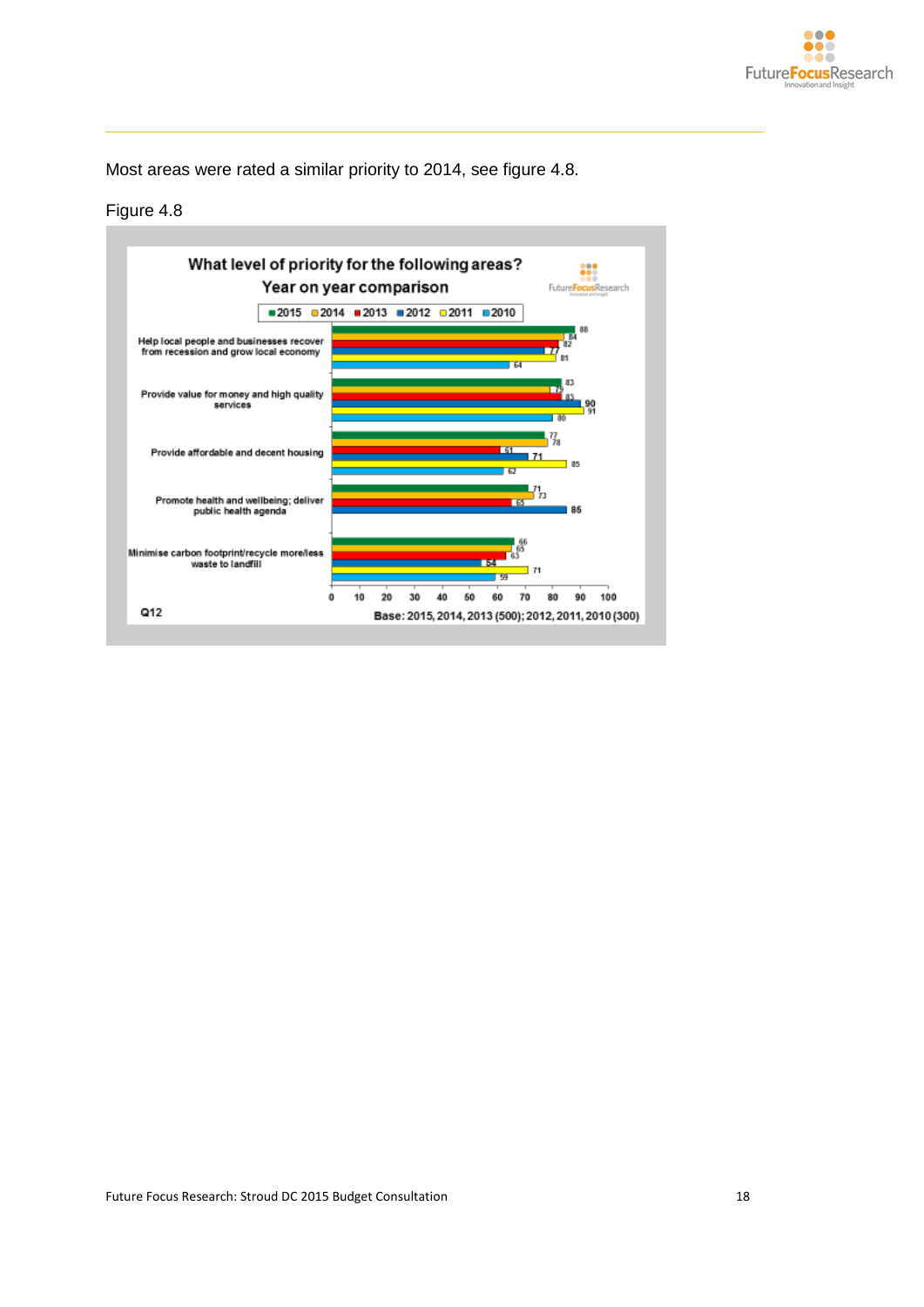Most areas were rated a similar priority to 2014, see figure 4.8.

Figure 4.8

**What level of priority for the following areas? Year on year comparison**

| Area | 2015 | 2014 | 2013 | 2012 | 2011 | 2010 |
|---|---|---|---|---|---|---|
| Help local people and businesses recover from recession and grow local economy | 88 | 84 | 82 | 77 | 81 | 64 |
| Provide value for money and high quality services | 83 | 79 | 83 | 90 | 91 | 80 |
| Provide affordable and decent housing | 77 | 78 | 61 | 71 | 85 | 62 |
| Promote health and wellbeing; deliver public health agenda | 71 | 73 | 65 | 85 | | |
| Minimise carbon footprint/recycle more/less waste to landfill | 66 | 65 | 63 | 54 | 71 | 59 |

Q12

Base: 2015, 2014, 2013 (500); 2012, 2011, 2010 (300)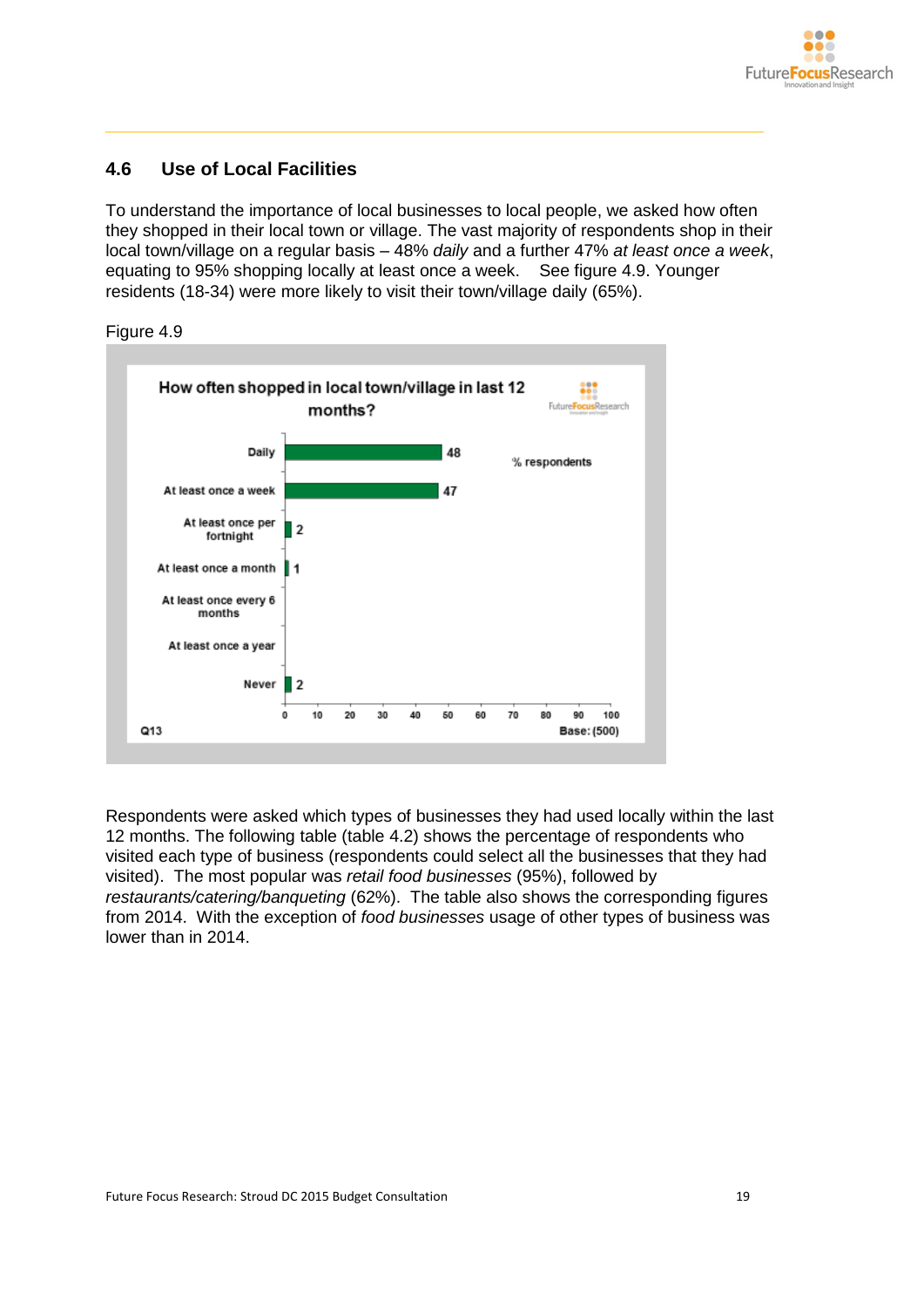## 4.6 Use of Local Facilities

To understand the importance of local businesses to local people, we asked how often they shopped in their local town or village. The vast majority of respondents shop in their local town/village on a regular basis – 48% *daily* and a further 47% *at least once a week*, equating to 95% shopping locally at least once a week. See figure 4.9. Younger residents (18-34) were more likely to visit their town/village daily (65%).

Figure 4.9

How often shopped in local town/village in last 12 months?

| | % respondents |
|---|---|
| Daily | 48 |
| At least once a week | 47 |
| At least once per fortnight | 2 |
| At least once a month | 1 |
| At least once every 6 months | |
| At least once a year | |
| Never | 2 |

Q13 Base: (500)

Respondents were asked which types of businesses they had used locally within the last 12 months. The following table (table 4.2) shows the percentage of respondents who visited each type of business (respondents could select all the businesses that they had visited). The most popular was *retail food businesses* (95%), followed by *restaurants/catering/banqueting* (62%). The table also shows the corresponding figures from 2014. With the exception of *food businesses* usage of other types of business was lower than in 2014.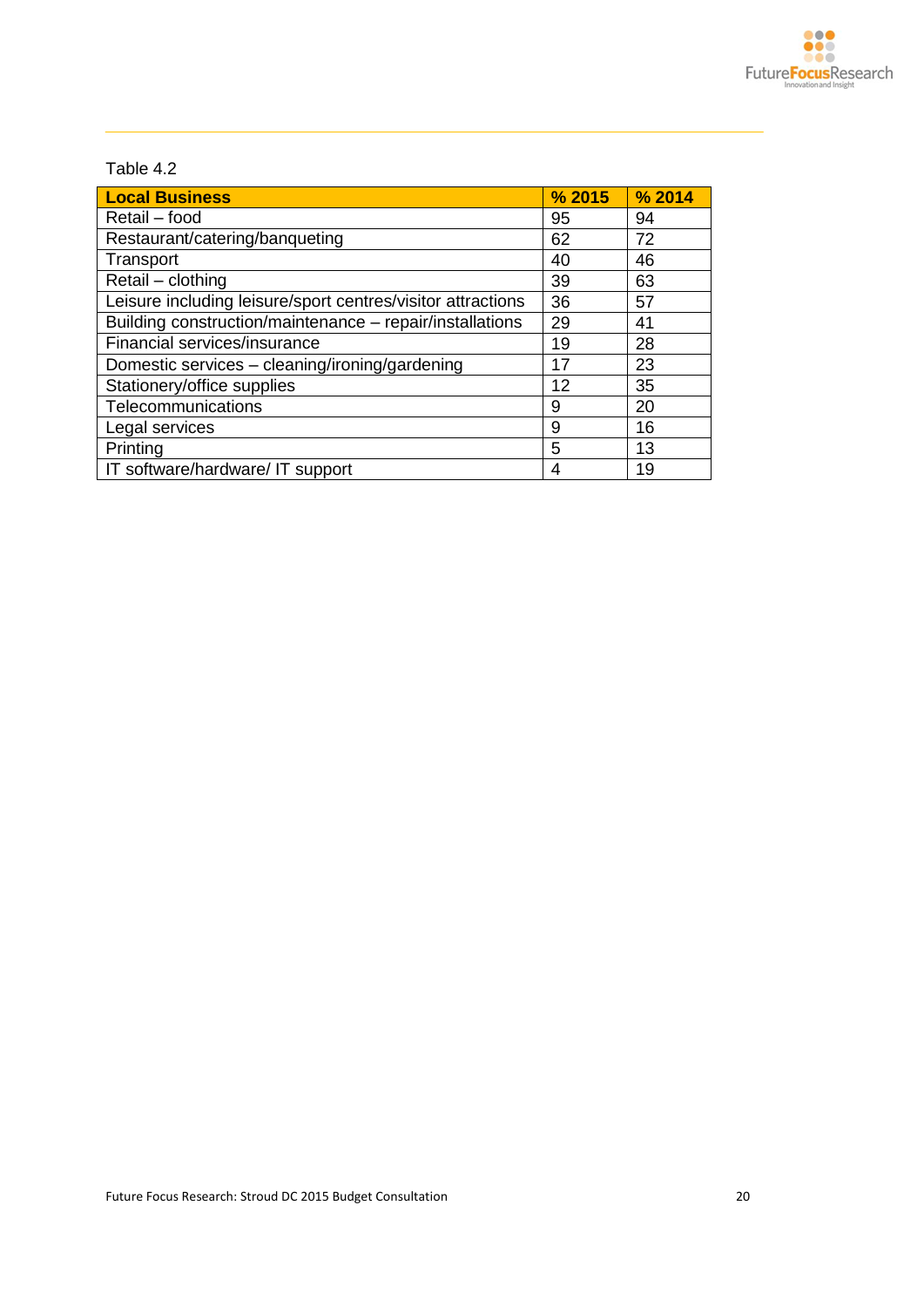Table 4.2

| Local Business | % 2015 | % 2014 |
|---|---|---|
| Retail – food | 95 | 94 |
| Restaurant/catering/banqueting | 62 | 72 |
| Transport | 40 | 46 |
| Retail – clothing | 39 | 63 |
| Leisure including leisure/sport centres/visitor attractions | 36 | 57 |
| Building construction/maintenance – repair/installations | 29 | 41 |
| Financial services/insurance | 19 | 28 |
| Domestic services – cleaning/ironing/gardening | 17 | 23 |
| Stationery/office supplies | 12 | 35 |
| Telecommunications | 9 | 20 |
| Legal services | 9 | 16 |
| Printing | 5 | 13 |
| IT software/hardware/ IT support | 4 | 19 |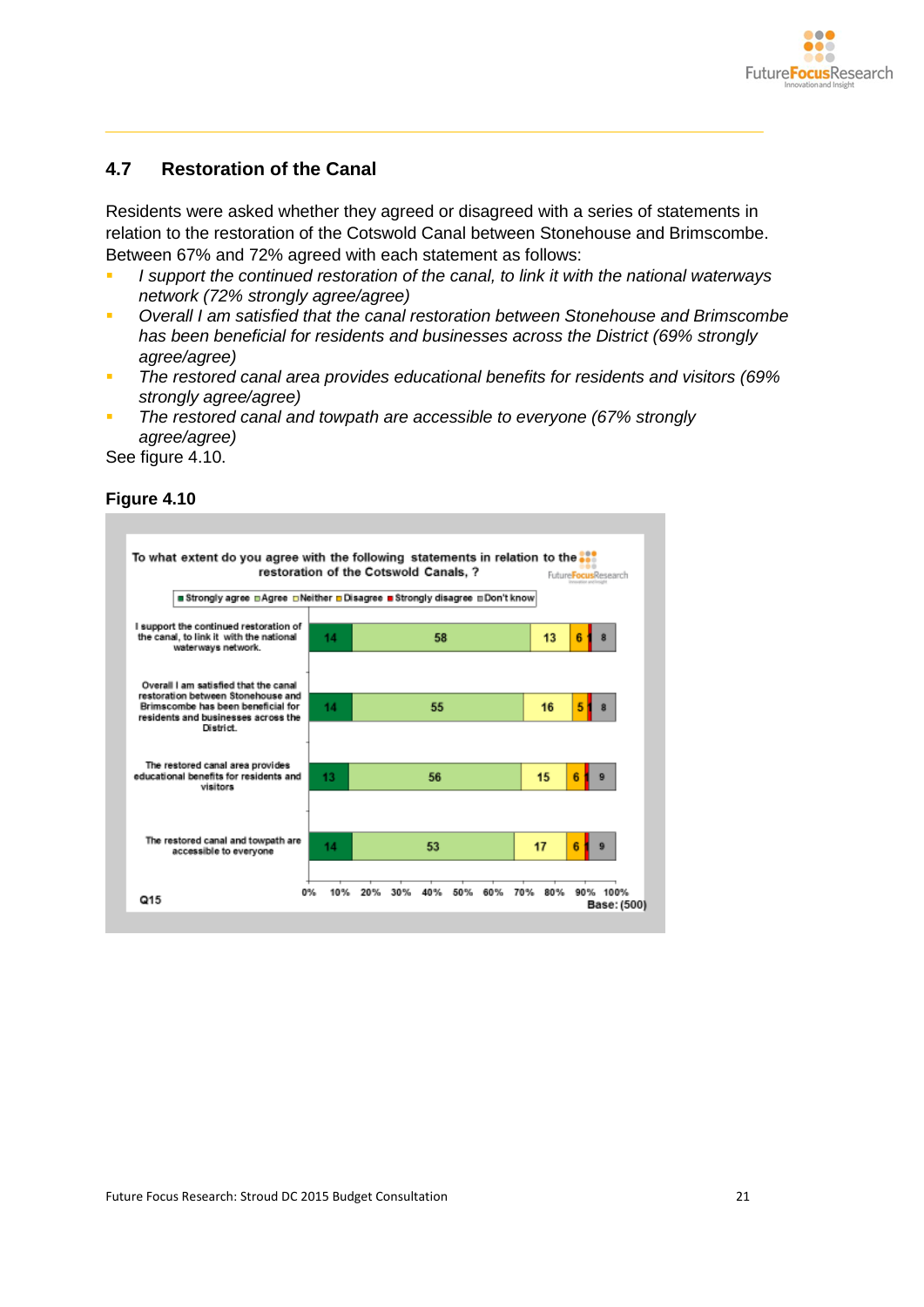## 4.7 Restoration of the Canal

Residents were asked whether they agreed or disagreed with a series of statements in relation to the restoration of the Cotswold Canal between Stonehouse and Brimscombe. Between 67% and 72% agreed with each statement as follows:

- *I support the continued restoration of the canal, to link it with the national waterways network (72% strongly agree/agree)*
- *Overall I am satisfied that the canal restoration between Stonehouse and Brimscombe has been beneficial for residents and businesses across the District (69% strongly agree/agree)*
- *The restored canal area provides educational benefits for residents and visitors (69% strongly agree/agree)*
- *The restored canal and towpath are accessible to everyone (67% strongly agree/agree)*

See figure 4.10.

**Figure 4.10**

To what extent do you agree with the following statements in relation to the restoration of the Cotswold Canals, ?

| Statement | Strongly agree | Agree | Neither | Disagree | Strongly disagree | Don't know |
|---|---|---|---|---|---|---|
| I support the continued restoration of the canal, to link it with the national waterways network. | 14 | 58 | 13 | 6 | 1 | 8 |
| Overall I am satisfied that the canal restoration between Stonehouse and Brimscombe has been beneficial for residents and businesses across the District. | 14 | 55 | 16 | 5 | 1 | 8 |
| The restored canal area provides educational benefits for residents and visitors | 13 | 56 | 15 | 6 | 1 | 9 |
| The restored canal and towpath are accessible to everyone | 14 | 53 | 17 | 6 | 1 | 9 |

Q15

Base: (500)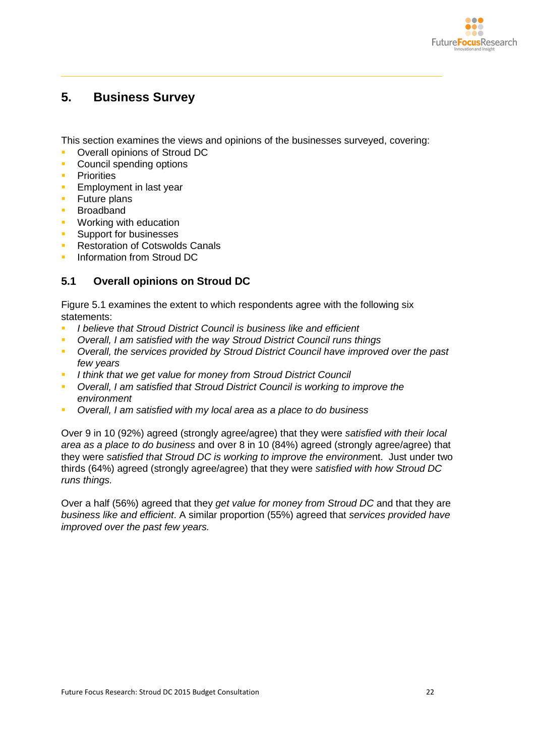# 5. Business Survey

This section examines the views and opinions of the businesses surveyed, covering:

- Overall opinions of Stroud DC
- Council spending options
- Priorities
- Employment in last year
- Future plans
- Broadband
- Working with education
- Support for businesses
- Restoration of Cotswolds Canals
- Information from Stroud DC

## 5.1 Overall opinions on Stroud DC

Figure 5.1 examines the extent to which respondents agree with the following six statements:

- *I believe that Stroud District Council is business like and efficient*
- *Overall, I am satisfied with the way Stroud District Council runs things*
- *Overall, the services provided by Stroud District Council have improved over the past few years*
- *I think that we get value for money from Stroud District Council*
- *Overall, I am satisfied that Stroud District Council is working to improve the environment*
- *Overall, I am satisfied with my local area as a place to do business*

Over 9 in 10 (92%) agreed (strongly agree/agree) that they were *satisfied with their local area as a place to do business* and over 8 in 10 (84%) agreed (strongly agree/agree) that they were *satisfied that Stroud DC is working to improve the environmen*t. Just under two thirds (64%) agreed (strongly agree/agree) that they were *satisfied with how Stroud DC runs things.*

Over a half (56%) agreed that they *get value for money from Stroud DC* and that they are *business like and efficient*. A similar proportion (55%) agreed that *services provided have improved over the past few years.*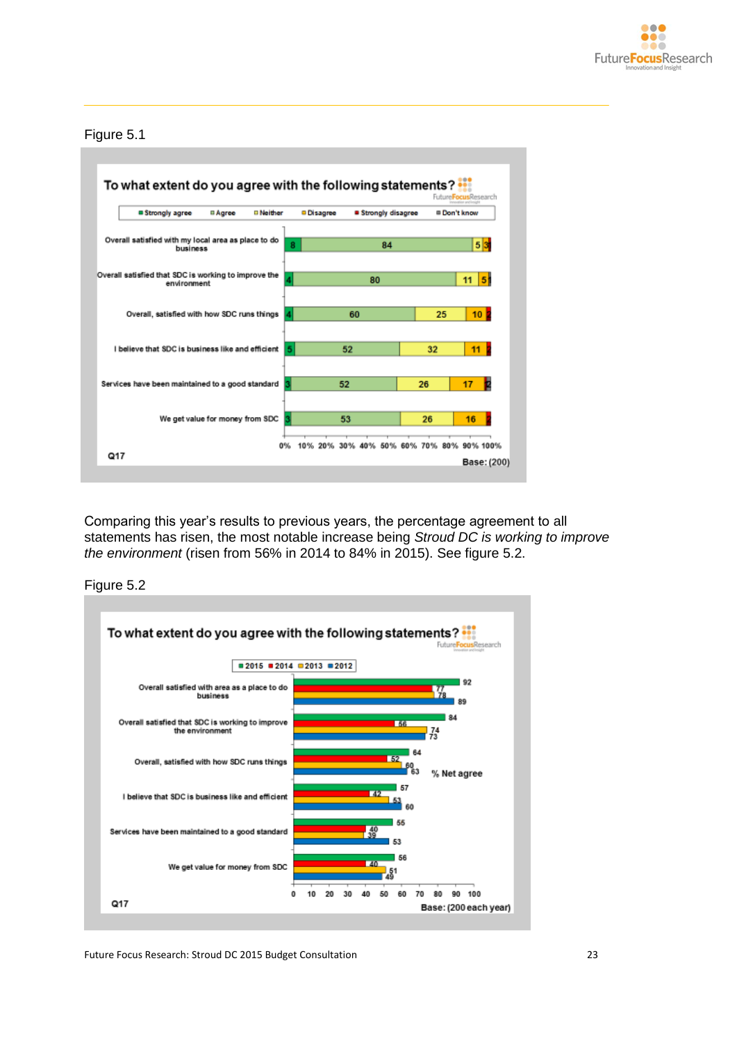Figure 5.1

**To what extent do you agree with the following statements?**

| Statement | Strongly agree | Agree | Neither | Disagree | Strongly disagree | Don't know |
|---|---|---|---|---|---|---|
| Overall satisfied with my local area as place to do business | 8 | 84 | 5 | 3 | | |
| Overall satisfied that SDC is working to improve the environment | 4 | 80 | 11 | 5 | | |
| Overall, satisfied with how SDC runs things | 4 | 60 | 25 | 10 | | |
| I believe that SDC is business like and efficient | 5 | 52 | 32 | 11 | | |
| Services have been maintained to a good standard | 3 | 52 | 26 | 17 | | |
| We get value for money from SDC | 3 | 53 | 26 | 16 | | |

Q17

Base: (200)

Comparing this year's results to previous years, the percentage agreement to all statements has risen, the most notable increase being *Stroud DC is working to improve the environment* (risen from 56% in 2014 to 84% in 2015). See figure 5.2.

Figure 5.2

**To what extent do you agree with the following statements?**

% Net agree

| Statement | 2015 | 2014 | 2013 | 2012 |
|---|---|---|---|---|
| Overall satisfied with area as a place to do business | 92 | 77 | 78 | 89 |
| Overall satisfied that SDC is working to improve the environment | 84 | 56 | 74 | 73 |
| Overall, satisfied with how SDC runs things | 64 | 52 | 60 | 63 |
| I believe that SDC is business like and efficient | 57 | 42 | 53 | 60 |
| Services have been maintained to a good standard | 55 | 40 | 39 | 53 |
| We get value for money from SDC | 56 | 40 | 51 | 49 |

Q17

Base: (200 each year)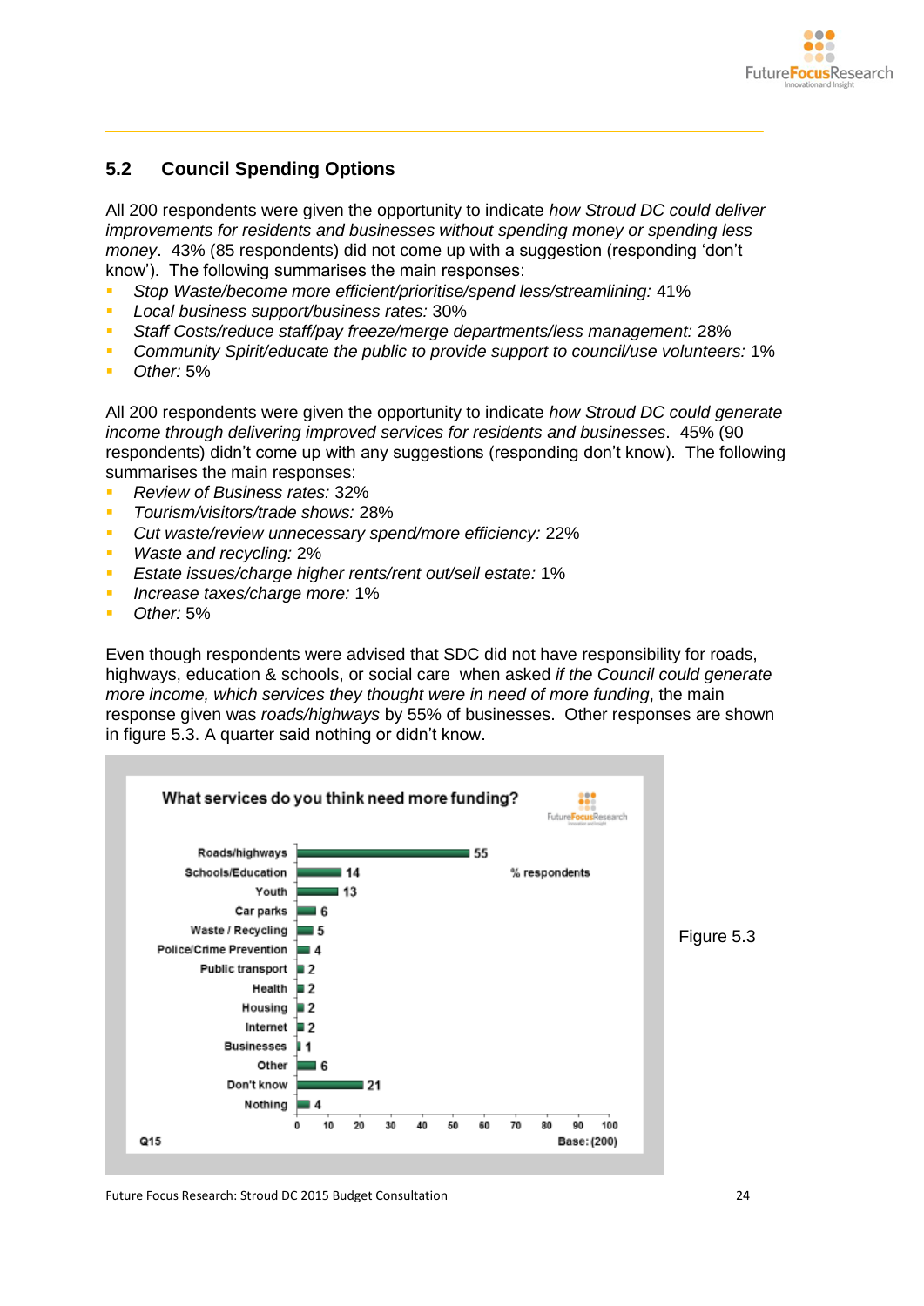## 5.2 Council Spending Options

All 200 respondents were given the opportunity to indicate *how Stroud DC could deliver improvements for residents and businesses without spending money or spending less money*. 43% (85 respondents) did not come up with a suggestion (responding 'don't know'). The following summarises the main responses:

- *Stop Waste/become more efficient/prioritise/spend less/streamlining:* 41%
- *Local business support/business rates:* 30%
- *Staff Costs/reduce staff/pay freeze/merge departments/less management:* 28%
- *Community Spirit/educate the public to provide support to council/use volunteers:* 1%
- *Other:* 5%

All 200 respondents were given the opportunity to indicate *how Stroud DC could generate income through delivering improved services for residents and businesses*. 45% (90 respondents) didn't come up with any suggestions (responding don't know). The following summarises the main responses:

- *Review of Business rates:* 32%
- *Tourism/visitors/trade shows:* 28%
- *Cut waste/review unnecessary spend/more efficiency:* 22%
- *Waste and recycling:* 2%
- *Estate issues/charge higher rents/rent out/sell estate:* 1%
- *Increase taxes/charge more:* 1%
- *Other:* 5%

Even though respondents were advised that SDC did not have responsibility for roads, highways, education & schools, or social care when asked *if the Council could generate more income, which services they thought were in need of more funding*, the main response given was *roads/highways* by 55% of businesses. Other responses are shown in figure 5.3. A quarter said nothing or didn't know.

**What services do you think need more funding?**

| Service | % respondents |
|---|---|
| Roads/highways | 55 |
| Schools/Education | 14 |
| Youth | 13 |
| Car parks | 6 |
| Waste / Recycling | 5 |
| Police/Crime Prevention | 4 |
| Public transport | 2 |
| Health | 2 |
| Housing | 2 |
| Internet | 2 |
| Businesses | 1 |
| Other | 6 |
| Don't know | 21 |
| Nothing | 4 |

Q15 Base: (200)

Figure 5.3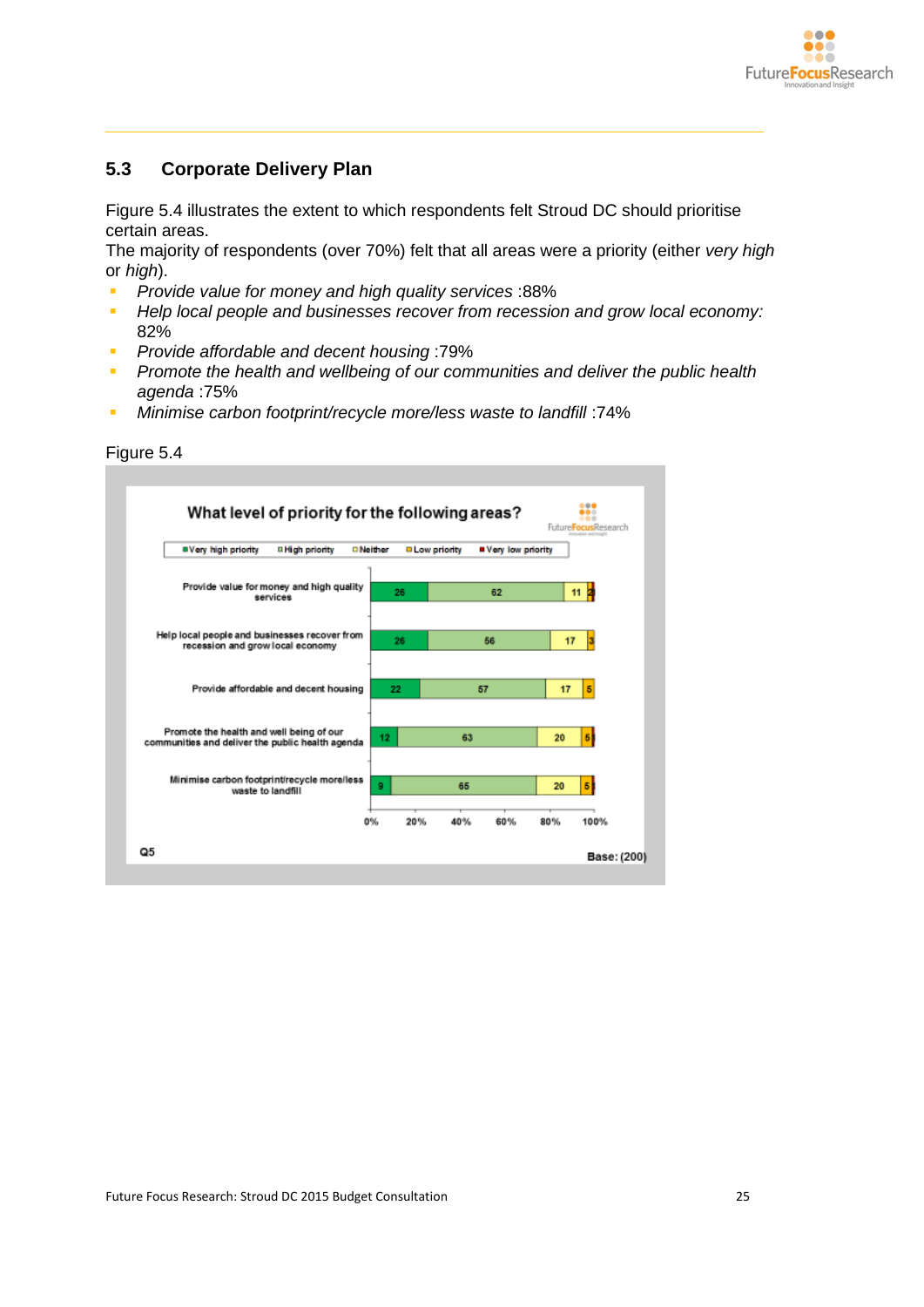## 5.3 Corporate Delivery Plan

Figure 5.4 illustrates the extent to which respondents felt Stroud DC should prioritise certain areas.

The majority of respondents (over 70%) felt that all areas were a priority (either *very high* or *high*).

- *Provide value for money and high quality services* :88%
- *Help local people and businesses recover from recession and grow local economy:* 82%
- *Provide affordable and decent housing* :79%
- *Promote the health and wellbeing of our communities and deliver the public health agenda* :75%
- *Minimise carbon footprint/recycle more/less waste to landfill* :74%

Figure 5.4

**What level of priority for the following areas?**

| | Very high priority | High priority | Neither | Low priority | Very low priority |
|---|---|---|---|---|---|
| Provide value for money and high quality services | 26 | 62 | 11 | 2 | |
| Help local people and businesses recover from recession and grow local economy | 26 | 56 | 17 | 3 | |
| Provide affordable and decent housing | 22 | 57 | 17 | 5 | |
| Promote the health and well being of our communities and deliver the public health agenda | 12 | 63 | 20 | 5 | |
| Minimise carbon footprint/recycle more/less waste to landfill | 9 | 65 | 20 | 5 | |

Q5

Base: (200)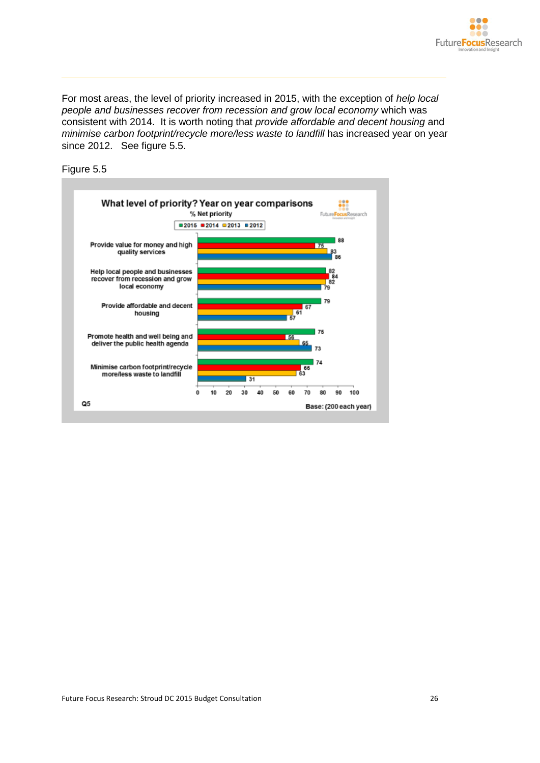For most areas, the level of priority increased in 2015, with the exception of *help local people and businesses recover from recession and grow local economy* which was consistent with 2014. It is worth noting that *provide affordable and decent housing* and *minimise carbon footprint/recycle more/less waste to landfill* has increased year on year since 2012. See figure 5.5.

Figure 5.5

**What level of priority? Year on year comparisons**

% Net priority

| | 2015 | 2014 | 2013 | 2012 |
|---|---|---|---|---|
| Provide value for money and high quality services | 88 | 75 | 83 | 86 |
| Help local people and businesses recover from recession and grow local economy | 82 | 84 | 82 | 79 |
| Provide affordable and decent housing | 79 | 67 | 61 | 57 |
| Promote health and well being and deliver the public health agenda | 75 | 56 | 65 | 73 |
| Minimise carbon footprint/recycle more/less waste to landfill | 74 | 66 | 63 | 31 |

Q5

Base: (200 each year)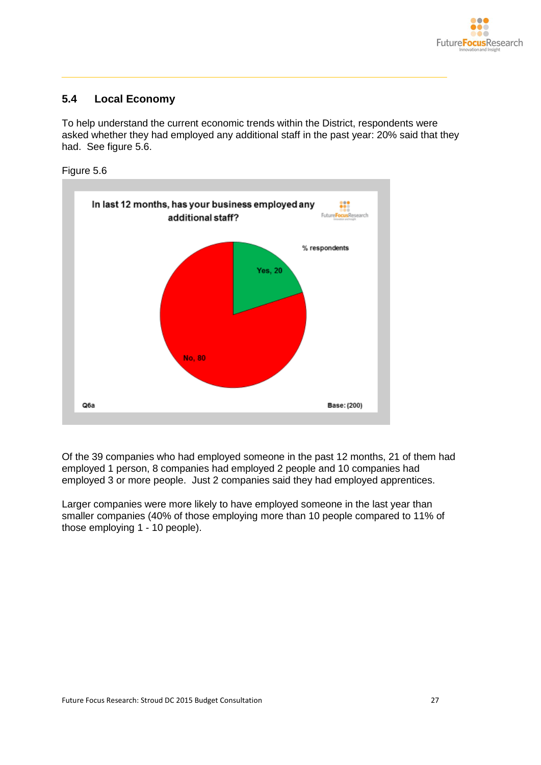## 5.4 Local Economy

To help understand the current economic trends within the District, respondents were asked whether they had employed any additional staff in the past year: 20% said that they had. See figure 5.6.

Figure 5.6

**In last 12 months, has your business employed any additional staff?**

% respondents

Yes, 20

No, 80

Q6a

Base: (200)

Of the 39 companies who had employed someone in the past 12 months, 21 of them had employed 1 person, 8 companies had employed 2 people and 10 companies had employed 3 or more people. Just 2 companies said they had employed apprentices.

Larger companies were more likely to have employed someone in the last year than smaller companies (40% of those employing more than 10 people compared to 11% of those employing 1 - 10 people).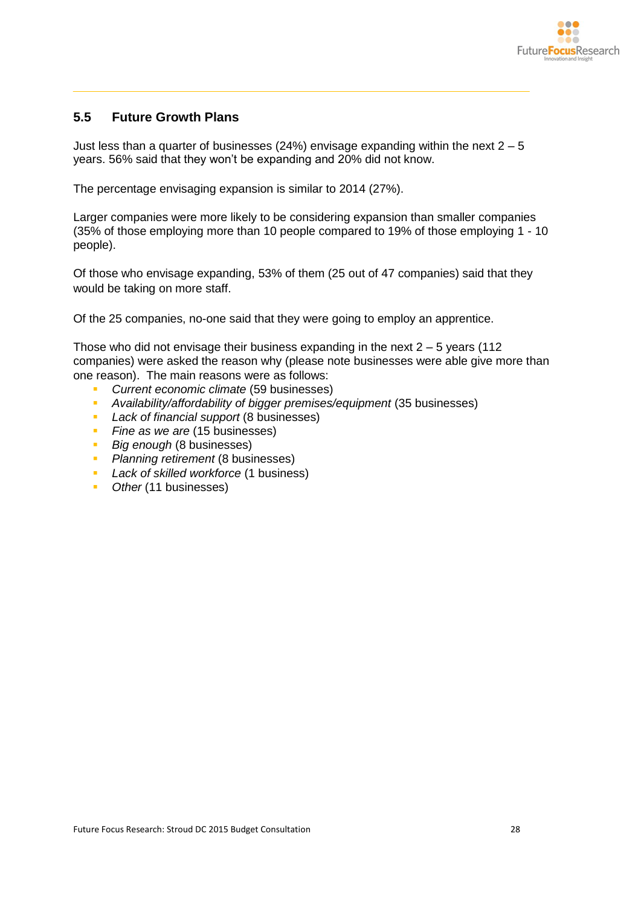## 5.5 Future Growth Plans

Just less than a quarter of businesses (24%) envisage expanding within the next 2 – 5 years. 56% said that they won't be expanding and 20% did not know.

The percentage envisaging expansion is similar to 2014 (27%).

Larger companies were more likely to be considering expansion than smaller companies (35% of those employing more than 10 people compared to 19% of those employing 1 - 10 people).

Of those who envisage expanding, 53% of them (25 out of 47 companies) said that they would be taking on more staff.

Of the 25 companies, no-one said that they were going to employ an apprentice.

Those who did not envisage their business expanding in the next 2 – 5 years (112 companies) were asked the reason why (please note businesses were able give more than one reason). The main reasons were as follows:

- *Current economic climate* (59 businesses)
- *Availability/affordability of bigger premises/equipment* (35 businesses)
- *Lack of financial support* (8 businesses)
- *Fine as we are* (15 businesses)
- *Big enough* (8 businesses)
- *Planning retirement* (8 businesses)
- *Lack of skilled workforce* (1 business)
- *Other* (11 businesses)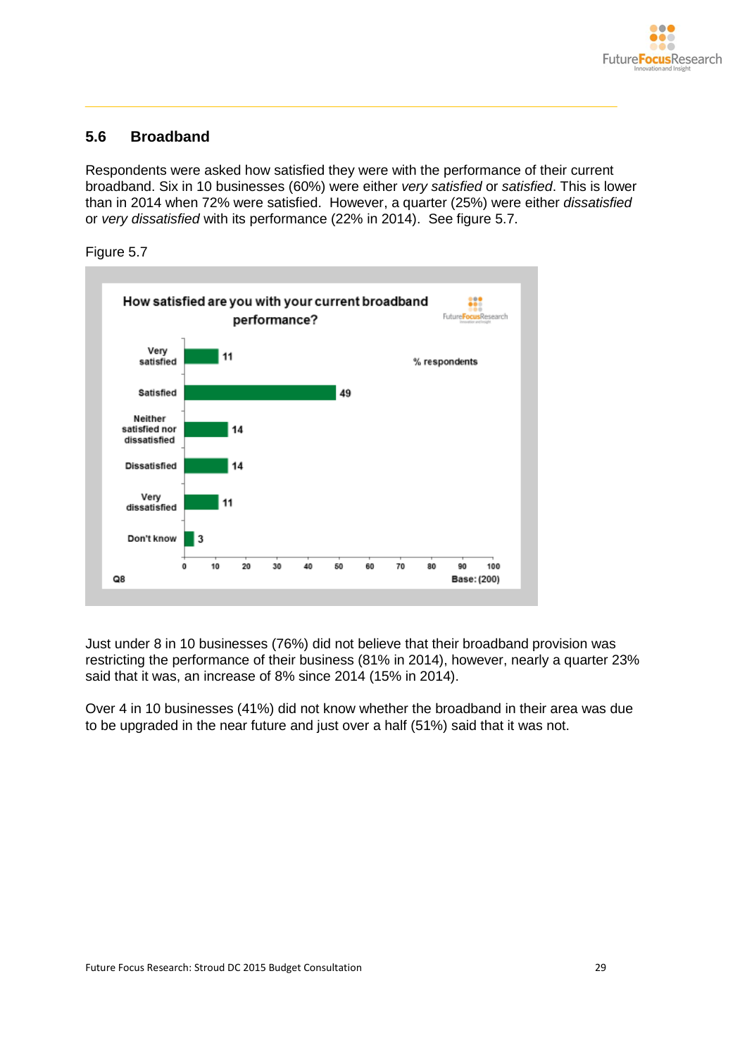## 5.6 Broadband

Respondents were asked how satisfied they were with the performance of their current broadband. Six in 10 businesses (60%) were either *very satisfied* or *satisfied*. This is lower than in 2014 when 72% were satisfied. However, a quarter (25%) were either *dissatisfied* or *very dissatisfied* with its performance (22% in 2014). See figure 5.7.

Figure 5.7

**How satisfied are you with your current broadband performance?**

% respondents

| Response | % |
|---|---|
| Very satisfied | 11 |
| Satisfied | 49 |
| Neither satisfied nor dissatisfied | 14 |
| Dissatisfied | 14 |
| Very dissatisfied | 11 |
| Don't know | 3 |

Q8 — Base: (200)

Just under 8 in 10 businesses (76%) did not believe that their broadband provision was restricting the performance of their business (81% in 2014), however, nearly a quarter 23% said that it was, an increase of 8% since 2014 (15% in 2014).

Over 4 in 10 businesses (41%) did not know whether the broadband in their area was due to be upgraded in the near future and just over a half (51%) said that it was not.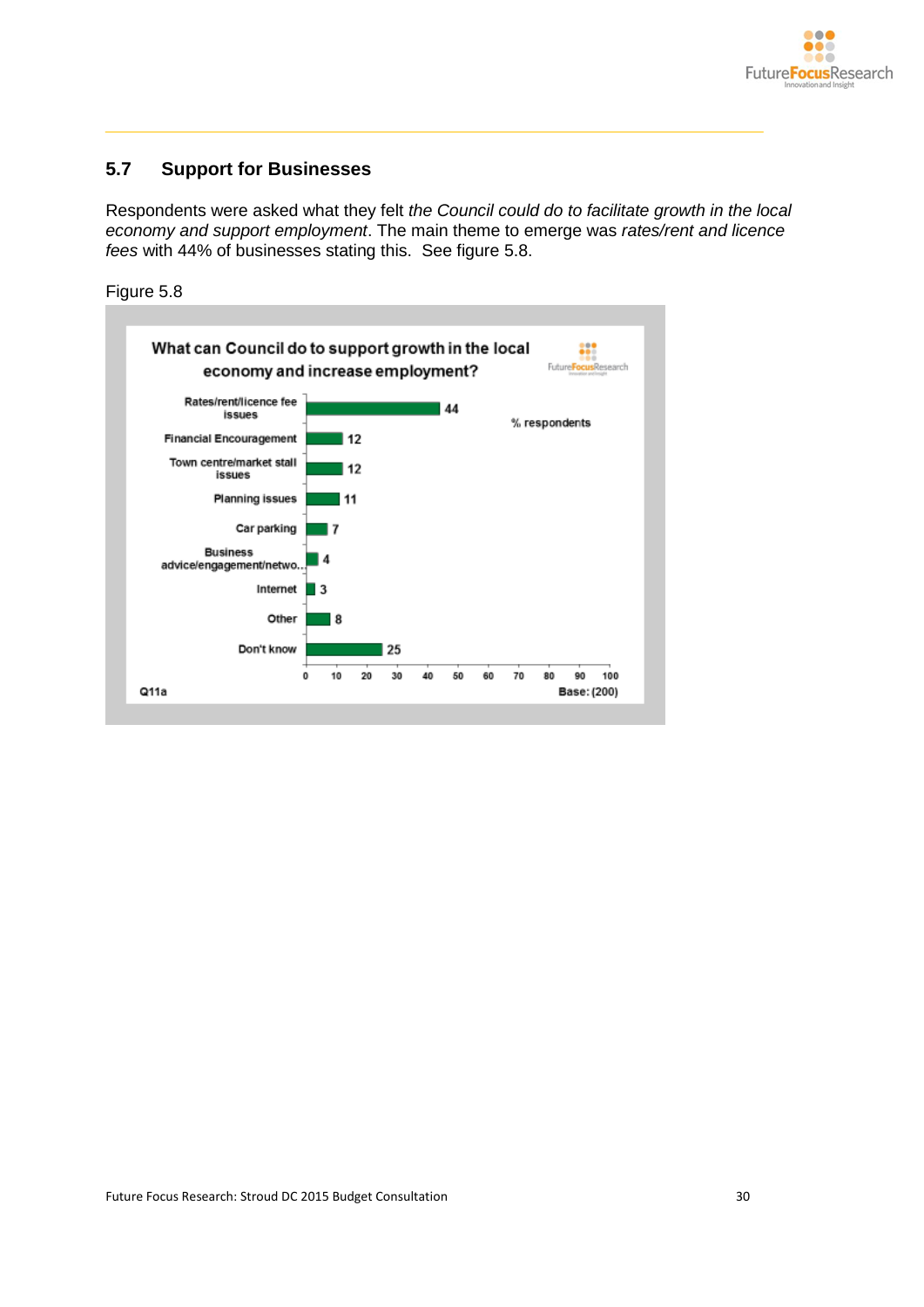## 5.7 Support for Businesses

Respondents were asked what they felt *the Council could do to facilitate growth in the local economy and support employment*. The main theme to emerge was *rates/rent and licence fees* with 44% of businesses stating this. See figure 5.8.

Figure 5.8

**What can Council do to support growth in the local economy and increase employment?**

% respondents

| Response | % |
|---|---|
| Rates/rent/licence fee issues | 44 |
| Financial Encouragement | 12 |
| Town centre/market stall issues | 12 |
| Planning issues | 11 |
| Car parking | 7 |
| Business advice/engagement/netwo... | 4 |
| Internet | 3 |
| Other | 8 |
| Don't know | 25 |

Q11a

Base: (200)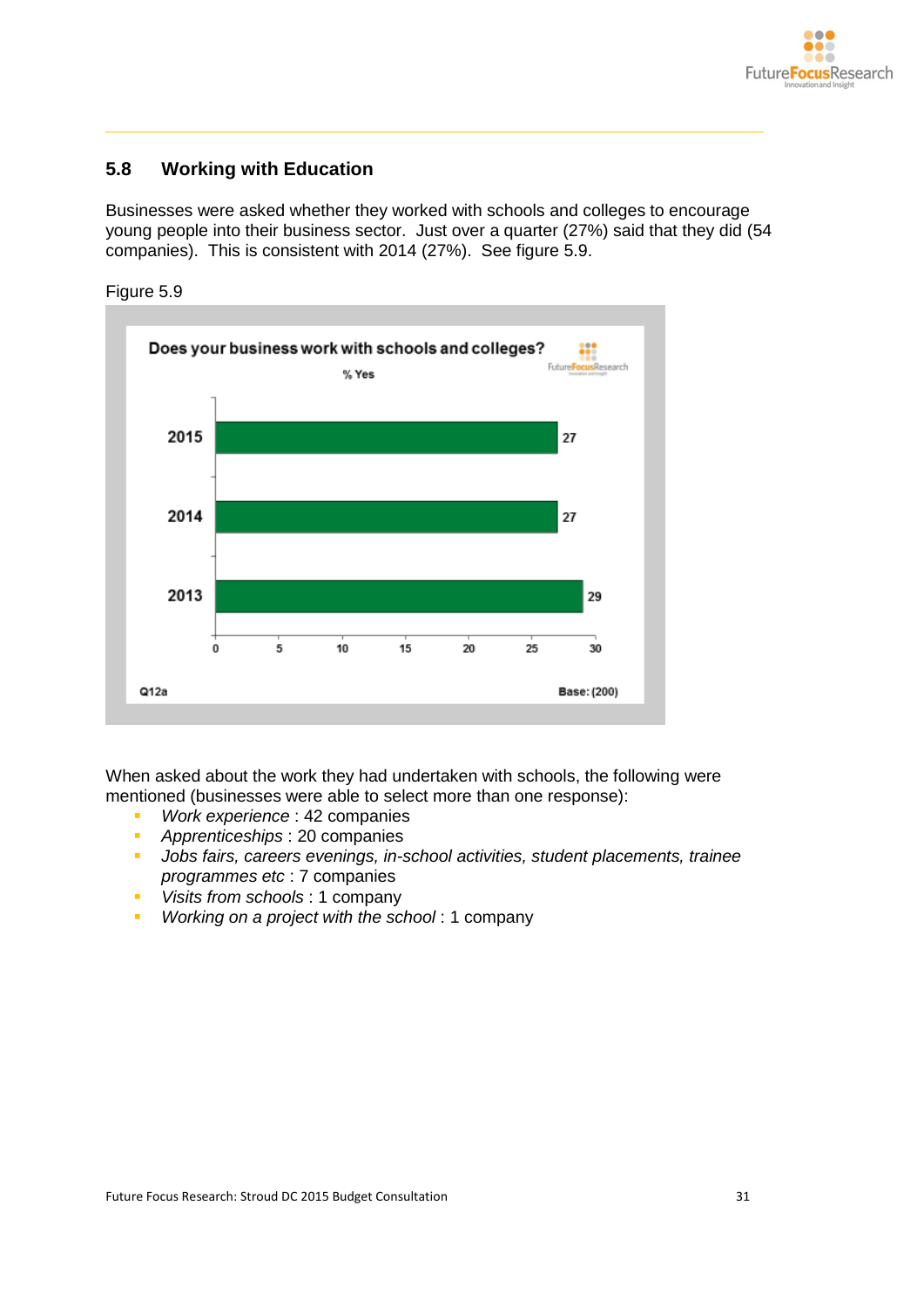## 5.8 Working with Education

Businesses were asked whether they worked with schools and colleges to encourage young people into their business sector. Just over a quarter (27%) said that they did (54 companies). This is consistent with 2014 (27%). See figure 5.9.

Figure 5.9

**Does your business work with schools and colleges?**

% Yes

| Year | % Yes |
|---|---|
| 2015 | 27 |
| 2014 | 27 |
| 2013 | 29 |

Q12a — Base: (200)

When asked about the work they had undertaken with schools, the following were mentioned (businesses were able to select more than one response):

- *Work experience* : 42 companies
- *Apprenticeships* : 20 companies
- *Jobs fairs, careers evenings, in-school activities, student placements, trainee programmes etc* : 7 companies
- *Visits from schools* : 1 company
- *Working on a project with the school* : 1 company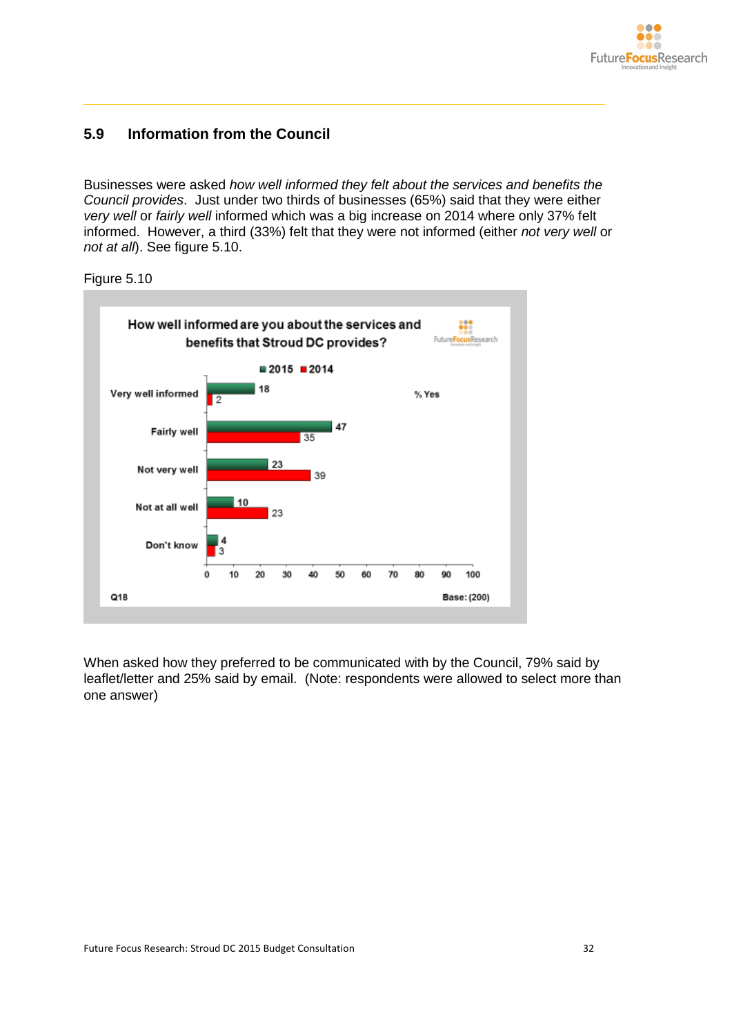## 5.9 Information from the Council

Businesses were asked *how well informed they felt about the services and benefits the Council provides*. Just under two thirds of businesses (65%) said that they were either *very well* or *fairly well* informed which was a big increase on 2014 where only 37% felt informed. However, a third (33%) felt that they were not informed (either *not very well* or *not at all*). See figure 5.10.

Figure 5.10

**How well informed are you about the services and benefits that Stroud DC provides?**

% Yes

| | 2015 | 2014 |
|---|---|---|
| Very well informed | 18 | 2 |
| Fairly well | 47 | 35 |
| Not very well | 23 | 39 |
| Not at all well | 10 | 23 |
| Don't know | 4 | 3 |

Q18 — Base: (200)

When asked how they preferred to be communicated with by the Council, 79% said by leaflet/letter and 25% said by email. (Note: respondents were allowed to select more than one answer)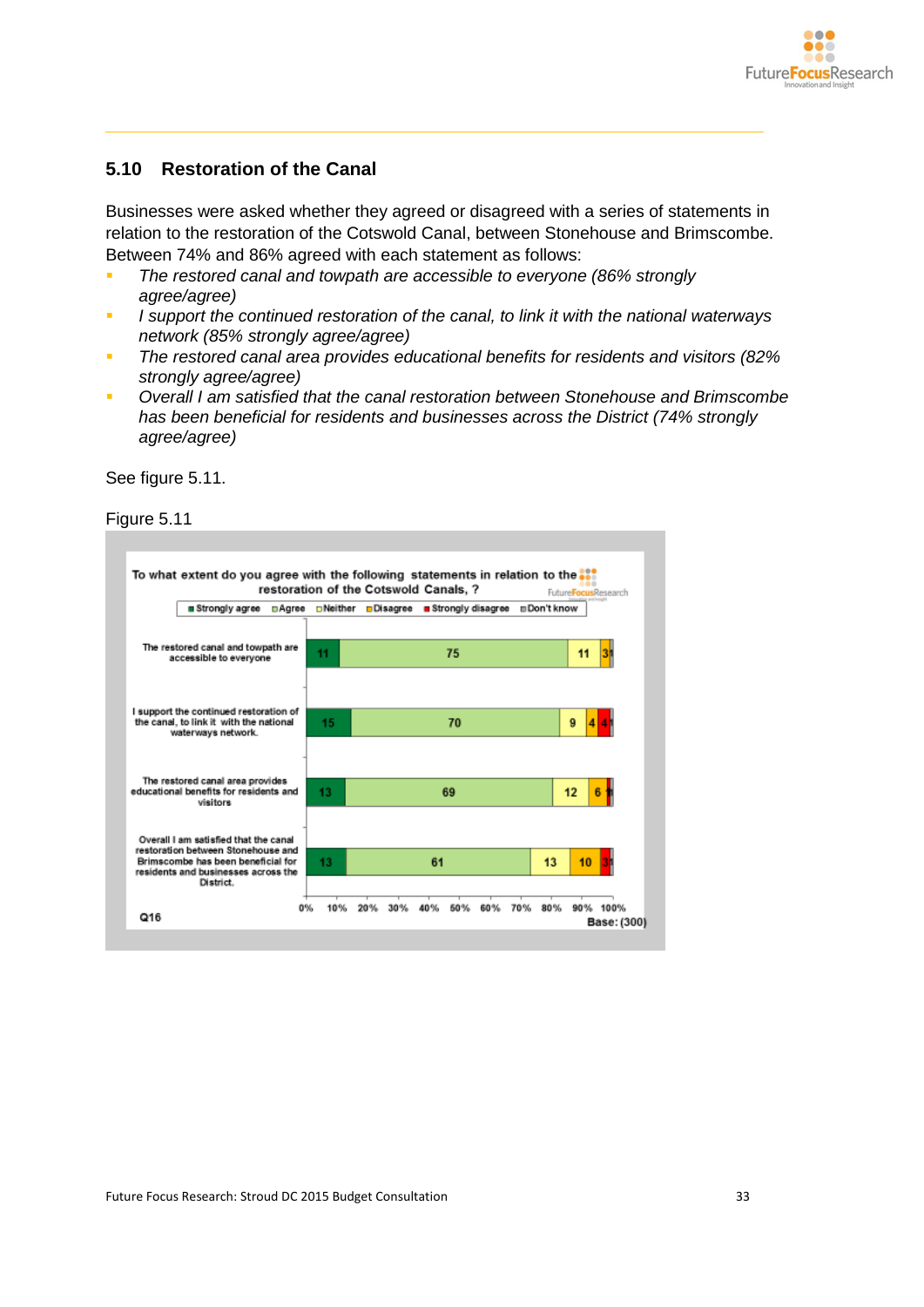## 5.10 Restoration of the Canal

Businesses were asked whether they agreed or disagreed with a series of statements in relation to the restoration of the Cotswold Canal, between Stonehouse and Brimscombe. Between 74% and 86% agreed with each statement as follows:

- *The restored canal and towpath are accessible to everyone (86% strongly agree/agree)*
- *I support the continued restoration of the canal, to link it with the national waterways network (85% strongly agree/agree)*
- *The restored canal area provides educational benefits for residents and visitors (82% strongly agree/agree)*
- *Overall I am satisfied that the canal restoration between Stonehouse and Brimscombe has been beneficial for residents and businesses across the District (74% strongly agree/agree)*

See figure 5.11.

Figure 5.11

To what extent do you agree with the following statements in relation to the restoration of the Cotswold Canals, ?

| Statement | Strongly agree | Agree | Neither | Disagree | Strongly disagree | Don't know |
|---|---|---|---|---|---|---|
| The restored canal and towpath are accessible to everyone | 11 | 75 | 11 | 3 | | 1 |
| I support the continued restoration of the canal, to link it with the national waterways network. | 15 | 70 | 9 | 4 | 4 | 1 |
| The restored canal area provides educational benefits for residents and visitors | 13 | 69 | 12 | 6 | 1 | |
| Overall I am satisfied that the canal restoration between Stonehouse and Brimscombe has been beneficial for residents and businesses across the District. | 13 | 61 | 13 | 10 | 3 | 1 |

Q16

Base: (300)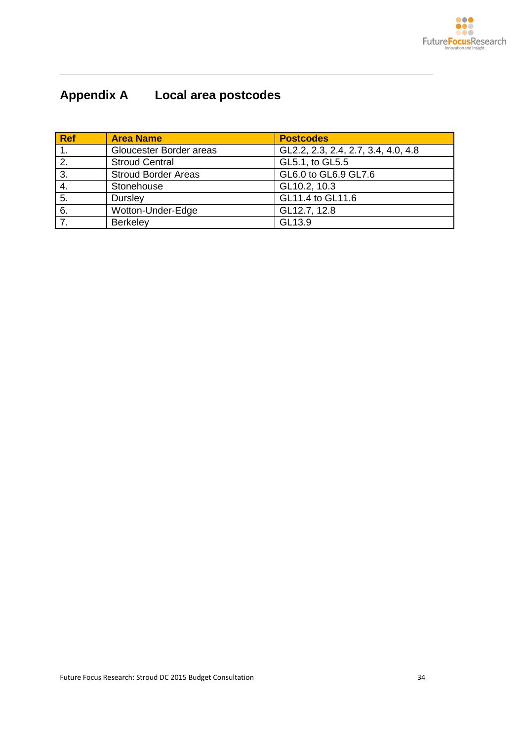## Appendix A Local area postcodes

| Ref | Area Name | Postcodes |
|---|---|---|
| 1. | Gloucester Border areas | GL2.2, 2.3, 2.4, 2.7, 3.4, 4.0, 4.8 |
| 2. | Stroud Central | GL5.1, to GL5.5 |
| 3. | Stroud Border Areas | GL6.0 to GL6.9 GL7.6 |
| 4. | Stonehouse | GL10.2, 10.3 |
| 5. | Dursley | GL11.4 to GL11.6 |
| 6. | Wotton-Under-Edge | GL12.7, 12.8 |
| 7. | Berkeley | GL13.9 |